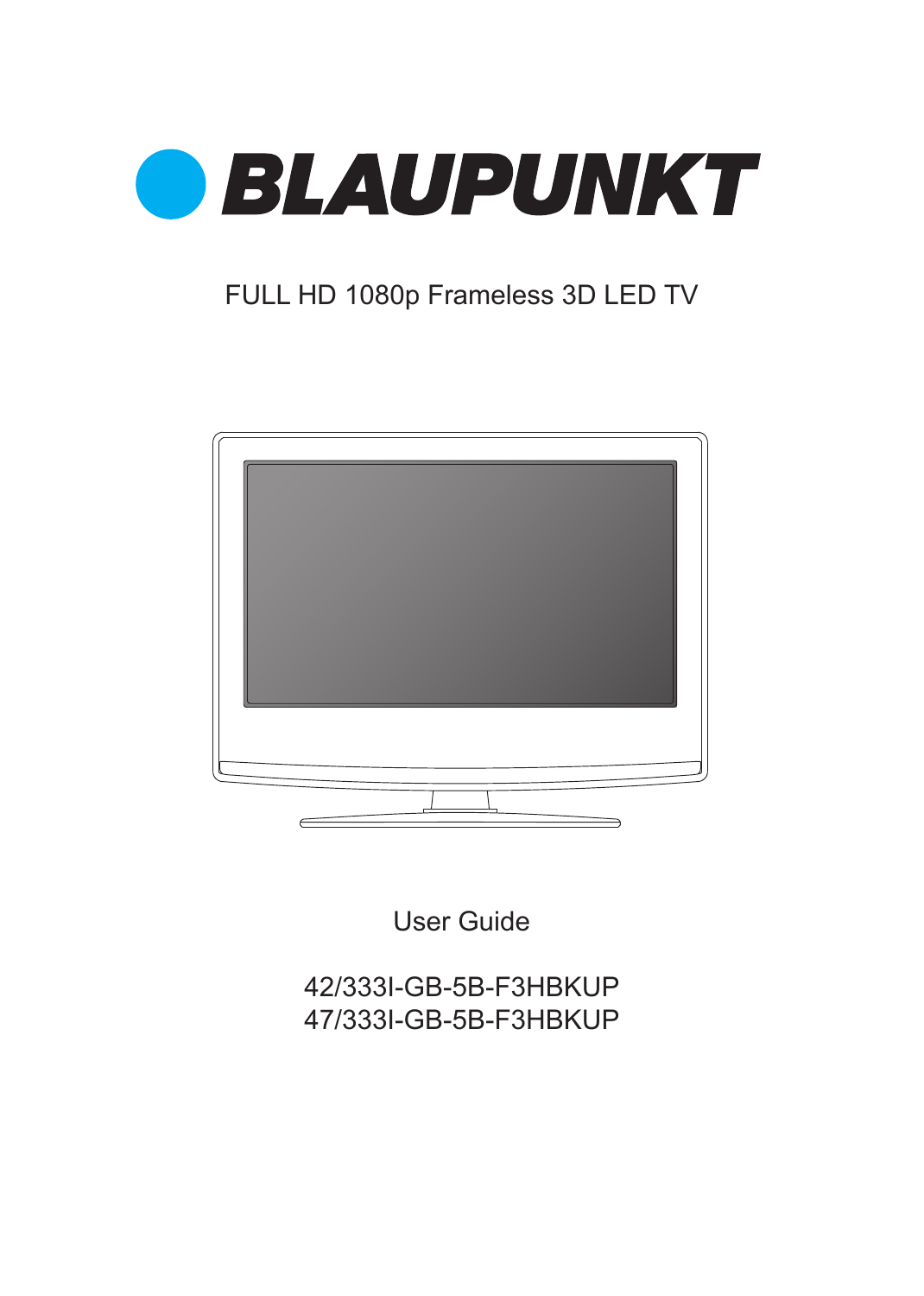# BLAUPUNKT

FULL HD 1080p Frameless 3D LED TV

User Guide

42/333I-GB-5B-F3HBKUP
47/333I-GB-5B-F3HBKUP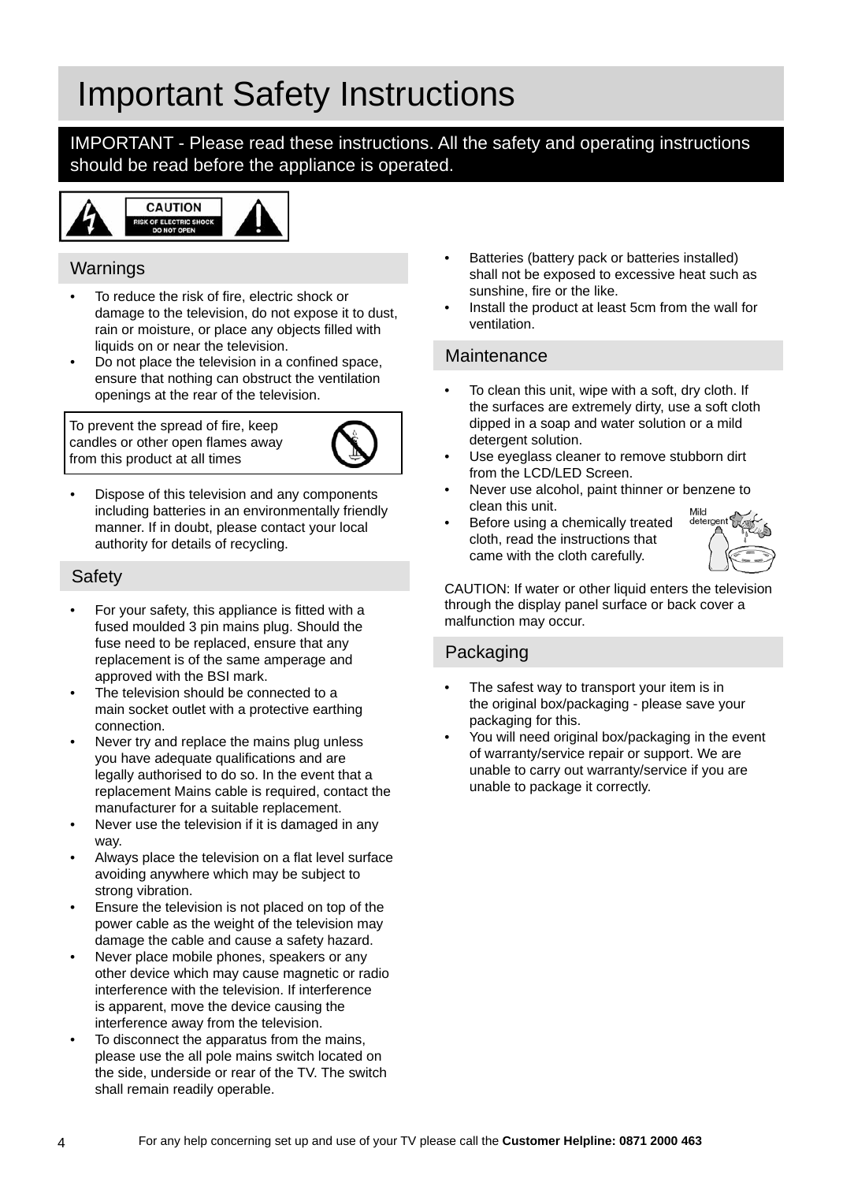# Important Safety Instructions

**IMPORTANT - Please read these instructions. All the safety and operating instructions should be read before the appliance is operated.**

CAUTION
RISK OF ELECTRIC SHOCK
DO NOT OPEN

## Warnings

- To reduce the risk of fire, electric shock or damage to the television, do not expose it to dust, rain or moisture, or place any objects filled with liquids on or near the television.
- Do not place the television in a confined space, ensure that nothing can obstruct the ventilation openings at the rear of the television.

To prevent the spread of fire, keep candles or other open flames away from this product at all times

- Dispose of this television and any components including batteries in an environmentally friendly manner. If in doubt, please contact your local authority for details of recycling.

## Safety

- For your safety, this appliance is fitted with a fused moulded 3 pin mains plug. Should the fuse need to be replaced, ensure that any replacement is of the same amperage and approved with the BSI mark.
- The television should be connected to a main socket outlet with a protective earthing connection.
- Never try and replace the mains plug unless you have adequate qualifications and are legally authorised to do so. In the event that a replacement Mains cable is required, contact the manufacturer for a suitable replacement.
- Never use the television if it is damaged in any way.
- Always place the television on a flat level surface avoiding anywhere which may be subject to strong vibration.
- Ensure the television is not placed on top of the power cable as the weight of the television may damage the cable and cause a safety hazard.
- Never place mobile phones, speakers or any other device which may cause magnetic or radio interference with the television. If interference is apparent, move the device causing the interference away from the television.
- To disconnect the apparatus from the mains, please use the all pole mains switch located on the side, underside or rear of the TV. The switch shall remain readily operable.
- Batteries (battery pack or batteries installed) shall not be exposed to excessive heat such as sunshine, fire or the like.
- Install the product at least 5cm from the wall for ventilation.

## Maintenance

- To clean this unit, wipe with a soft, dry cloth. If the surfaces are extremely dirty, use a soft cloth dipped in a soap and water solution or a mild detergent solution.
- Use eyeglass cleaner to remove stubborn dirt from the LCD/LED Screen.
- Never use alcohol, paint thinner or benzene to clean this unit.
- Before using a chemically treated cloth, read the instructions that came with the cloth carefully.

Mild detergent

CAUTION: If water or other liquid enters the television through the display panel surface or back cover a malfunction may occur.

## Packaging

- The safest way to transport your item is in the original box/packaging - please save your packaging for this.
- You will need original box/packaging in the event of warranty/service repair or support. We are unable to carry out warranty/service if you are unable to package it correctly.

For any help concerning set up and use of your TV please call the **Customer Helpline: 0871 2000 463**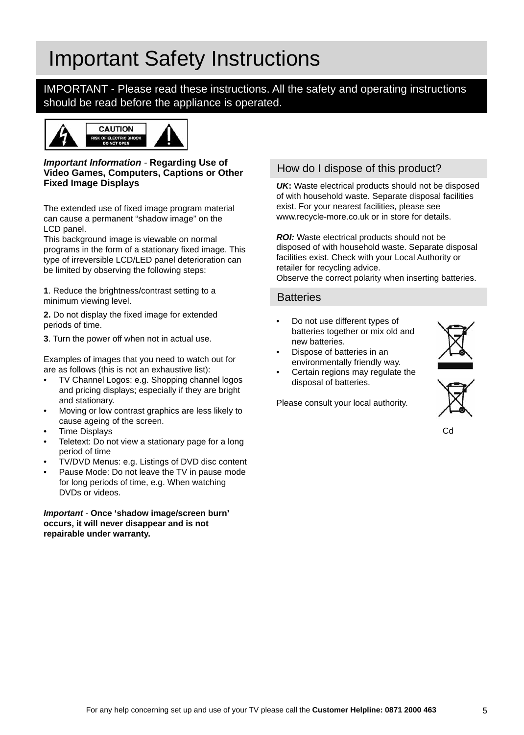# Important Safety Instructions

**IMPORTANT - Please read these instructions. All the safety and operating instructions should be read before the appliance is operated.**

CAUTION
RISK OF ELECTRIC SHOCK
DO NOT OPEN

***Important Information*** - **Regarding Use of Video Games, Computers, Captions or Other Fixed Image Displays**

The extended use of fixed image program material can cause a permanent "shadow image" on the LCD panel.
This background image is viewable on normal programs in the form of a stationary fixed image. This type of irreversible LCD/LED panel deterioration can be limited by observing the following steps:

**1**. Reduce the brightness/contrast setting to a minimum viewing level.

**2.** Do not display the fixed image for extended periods of time.

**3**. Turn the power off when not in actual use.

Examples of images that you need to watch out for are as follows (this is not an exhaustive list):

- TV Channel Logos: e.g. Shopping channel logos and pricing displays; especially if they are bright and stationary.
- Moving or low contrast graphics are less likely to cause ageing of the screen.
- Time Displays
- Teletext: Do not view a stationary page for a long period of time
- TV/DVD Menus: e.g. Listings of DVD disc content
- Pause Mode: Do not leave the TV in pause mode for long periods of time, e.g. When watching DVDs or videos.

***Important*** - **Once 'shadow image/screen burn' occurs, it will never disappear and is not repairable under warranty.**

## How do I dispose of this product?

***UK*****:** Waste electrical products should not be disposed of with household waste. Separate disposal facilities exist. For your nearest facilities, please see www.recycle-more.co.uk or in store for details.

***ROI:*** Waste electrical products should not be disposed of with household waste. Separate disposal facilities exist. Check with your Local Authority or retailer for recycling advice.
Observe the correct polarity when inserting batteries.

## Batteries

- Do not use different types of batteries together or mix old and new batteries.
- Dispose of batteries in an environmentally friendly way.
- Certain regions may regulate the disposal of batteries.

Please consult your local authority.

Cd

For any help concerning set up and use of your TV please call the **Customer Helpline: 0871 2000 463**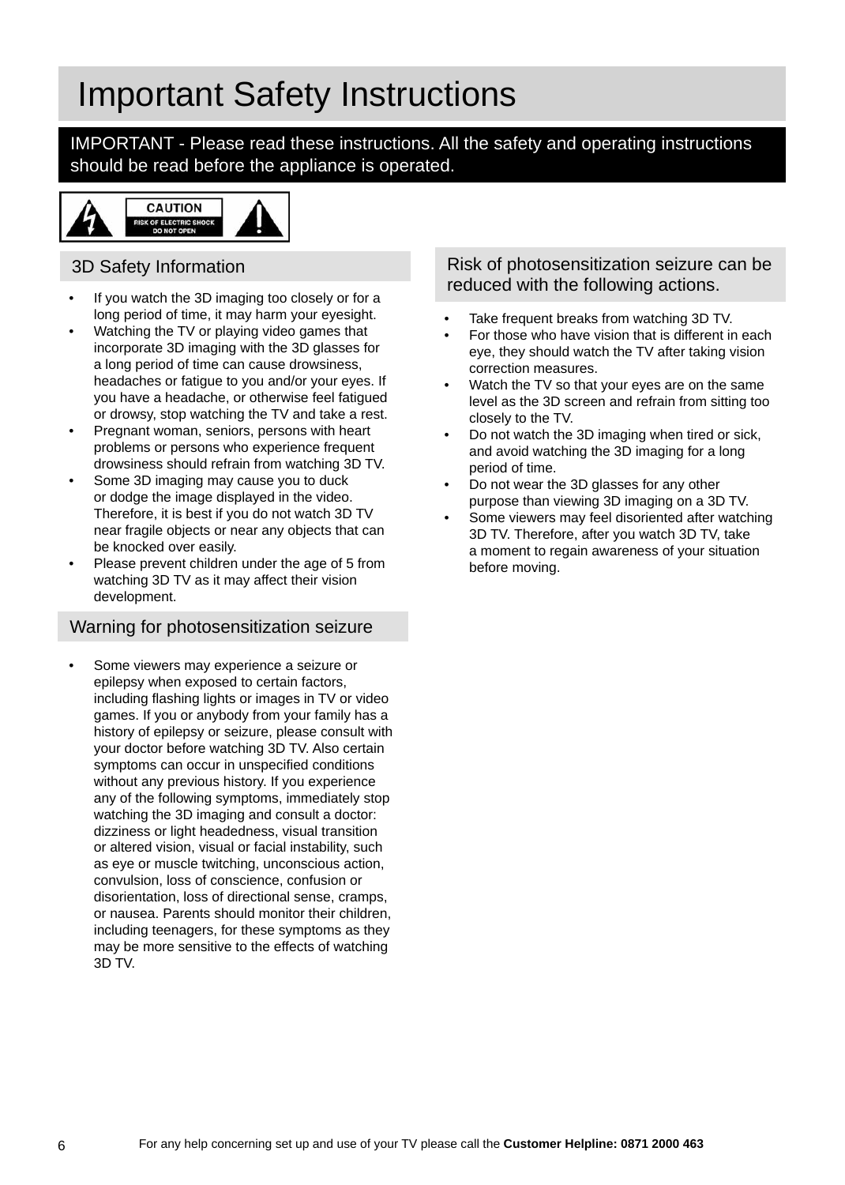# Important Safety Instructions

**IMPORTANT - Please read these instructions. All the safety and operating instructions should be read before the appliance is operated.**

CAUTION
RISK OF ELECTRIC SHOCK
DO NOT OPEN

## 3D Safety Information

- If you watch the 3D imaging too closely or for a long period of time, it may harm your eyesight.
- Watching the TV or playing video games that incorporate 3D imaging with the 3D glasses for a long period of time can cause drowsiness, headaches or fatigue to you and/or your eyes. If you have a headache, or otherwise feel fatigued or drowsy, stop watching the TV and take a rest.
- Pregnant woman, seniors, persons with heart problems or persons who experience frequent drowsiness should refrain from watching 3D TV.
- Some 3D imaging may cause you to duck or dodge the image displayed in the video. Therefore, it is best if you do not watch 3D TV near fragile objects or near any objects that can be knocked over easily.
- Please prevent children under the age of 5 from watching 3D TV as it may affect their vision development.

## Warning for photosensitization seizure

- Some viewers may experience a seizure or epilepsy when exposed to certain factors, including flashing lights or images in TV or video games. If you or anybody from your family has a history of epilepsy or seizure, please consult with your doctor before watching 3D TV. Also certain symptoms can occur in unspecified conditions without any previous history. If you experience any of the following symptoms, immediately stop watching the 3D imaging and consult a doctor: dizziness or light headedness, visual transition or altered vision, visual or facial instability, such as eye or muscle twitching, unconscious action, convulsion, loss of conscience, confusion or disorientation, loss of directional sense, cramps, or nausea. Parents should monitor their children, including teenagers, for these symptoms as they may be more sensitive to the effects of watching 3D TV.

## Risk of photosensitization seizure can be reduced with the following actions.

- Take frequent breaks from watching 3D TV.
- For those who have vision that is different in each eye, they should watch the TV after taking vision correction measures.
- Watch the TV so that your eyes are on the same level as the 3D screen and refrain from sitting too closely to the TV.
- Do not watch the 3D imaging when tired or sick, and avoid watching the 3D imaging for a long period of time.
- Do not wear the 3D glasses for any other purpose than viewing 3D imaging on a 3D TV.
- Some viewers may feel disoriented after watching 3D TV. Therefore, after you watch 3D TV, take a moment to regain awareness of your situation before moving.

For any help concerning set up and use of your TV please call the **Customer Helpline: 0871 2000 463**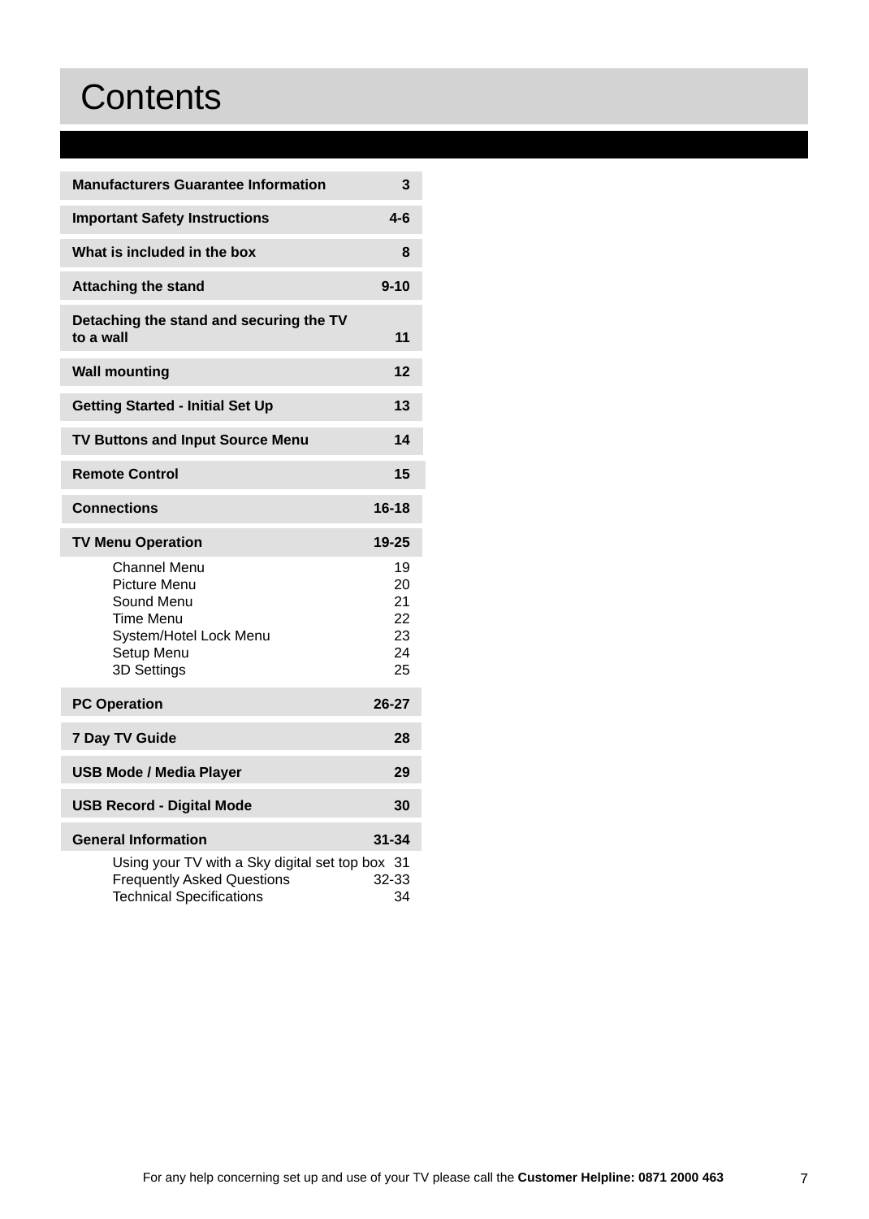# Contents

| | |
|---|---|
| **Manufacturers Guarantee Information** | **3** |
| **Important Safety Instructions** | **4-6** |
| **What is included in the box** | **8** |
| **Attaching the stand** | **9-10** |
| **Detaching the stand and securing the TV to a wall** | **11** |
| **Wall mounting** | **12** |
| **Getting Started - Initial Set Up** | **13** |
| **TV Buttons and Input Source Menu** | **14** |
| **Remote Control** | **15** |
| **Connections** | **16-18** |
| **TV Menu Operation** | **19-25** |
| Channel Menu | 19 |
| Picture Menu | 20 |
| Sound Menu | 21 |
| Time Menu | 22 |
| System/Hotel Lock Menu | 23 |
| Setup Menu | 24 |
| 3D Settings | 25 |
| **PC Operation** | **26-27** |
| **7 Day TV Guide** | **28** |
| **USB Mode / Media Player** | **29** |
| **USB Record - Digital Mode** | **30** |
| **General Information** | **31-34** |
| Using your TV with a Sky digital set top box | 31 |
| Frequently Asked Questions | 32-33 |
| Technical Specifications | 34 |

For any help concerning set up and use of your TV please call the **Customer Helpline: 0871 2000 463**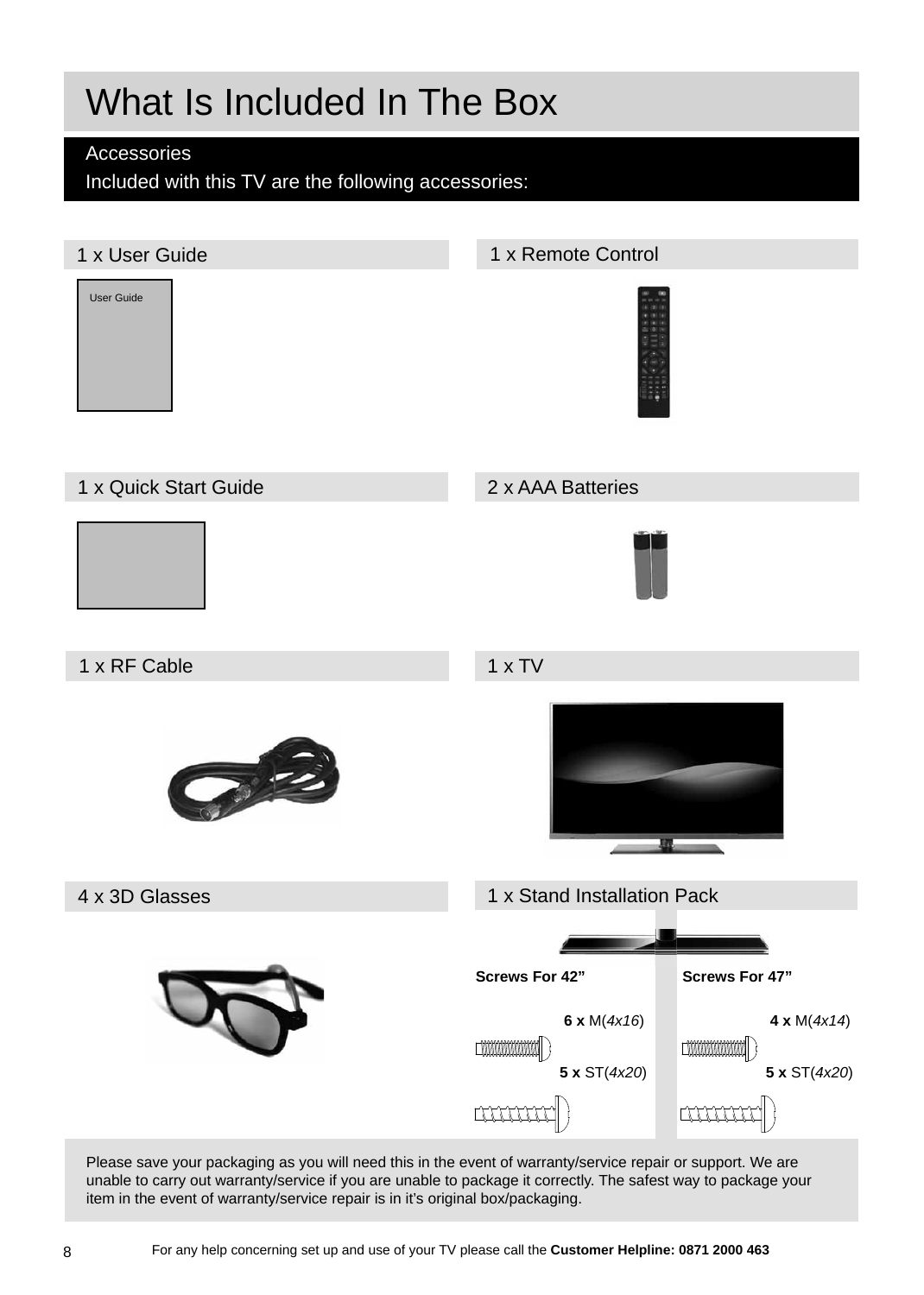# What Is Included In The Box

## Accessories

Included with this TV are the following accessories:

### 1 x User Guide

User Guide

### 1 x Remote Control

### 1 x Quick Start Guide

### 2 x AAA Batteries

### 1 x RF Cable

### 1 x TV

### 4 x 3D Glasses

### 1 x Stand Installation Pack

| Screws For 42” | Screws For 47” |
| --- | --- |
| **6 x** M(*4x16*) | **4 x** M(*4x14*) |
| **5 x** ST(*4x20*) | **5 x** ST(*4x20*) |

Please save your packaging as you will need this in the event of warranty/service repair or support. We are unable to carry out warranty/service if you are unable to package it correctly. The safest way to package your item in the event of warranty/service repair is in it’s original box/packaging.

For any help concerning set up and use of your TV please call the **Customer Helpline: 0871 2000 463**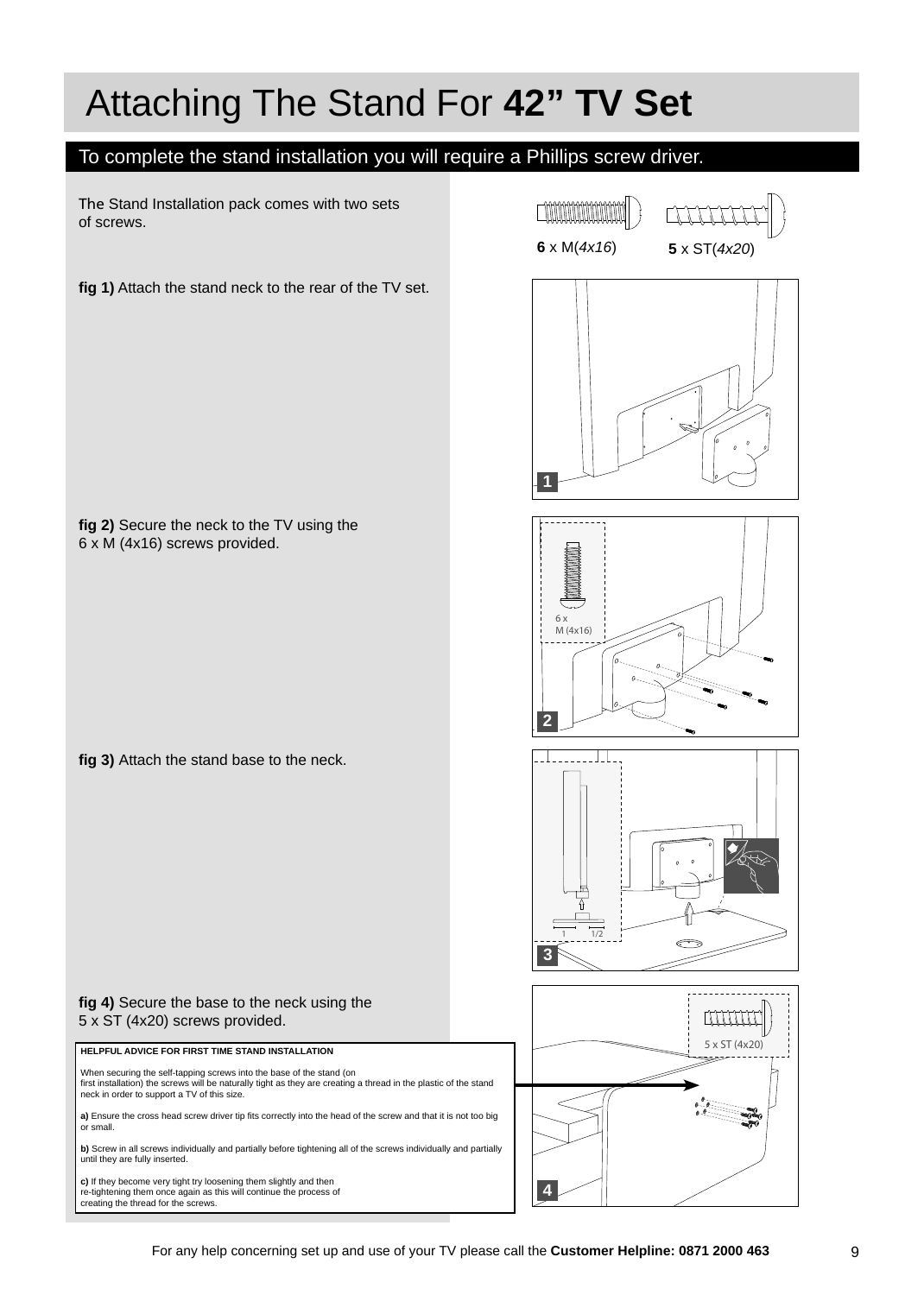# Attaching The Stand For **42” TV Set**

## To complete the stand installation you will require a Phillips screw driver.

The Stand Installation pack comes with two sets of screws.

**6** x M(*4x16*) **5** x ST(*4x20*)

**fig 1)** Attach the stand neck to the rear of the TV set.

**fig 2)** Secure the neck to the TV using the 6 x M (4x16) screws provided.

6 x M (4x16)

**fig 3)** Attach the stand base to the neck.

**fig 4)** Secure the base to the neck using the 5 x ST (4x20) screws provided.

5 x ST (4x20)

**HELPFUL ADVICE FOR FIRST TIME STAND INSTALLATION**

When securing the self-tapping screws into the base of the stand (on first installation) the screws will be naturally tight as they are creating a thread in the plastic of the stand neck in order to support a TV of this size.

**a)** Ensure the cross head screw driver tip fits correctly into the head of the screw and that it is not too big or small.

**b)** Screw in all screws individually and partially before tightening all of the screws individually and partially until they are fully inserted.

**c)** If they become very tight try loosening them slightly and then re-tightening them once again as this will continue the process of creating the thread for the screws.

For any help concerning set up and use of your TV please call the **Customer Helpline: 0871 2000 463**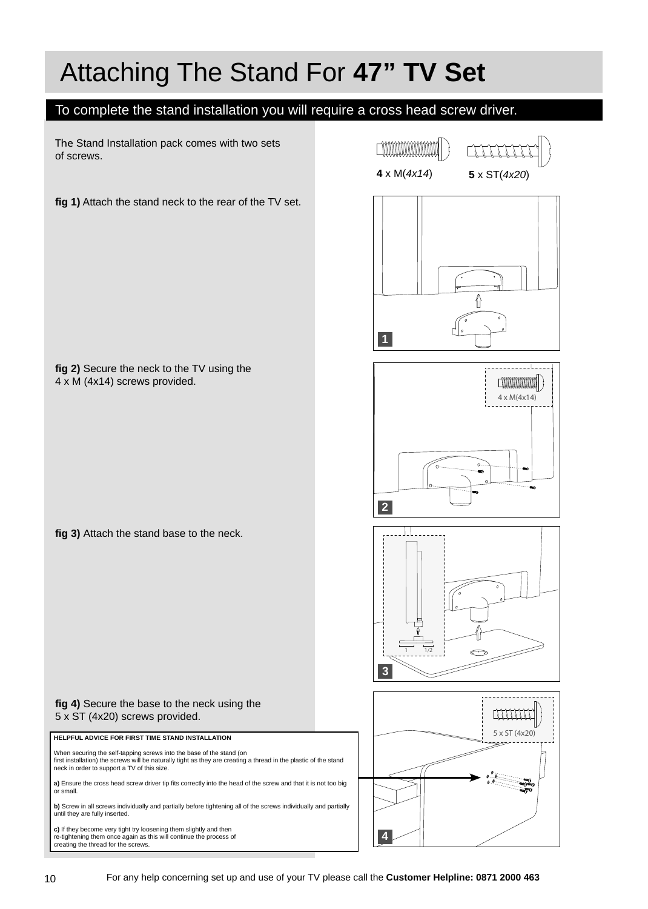# Attaching The Stand For **47" TV Set**

## To complete the stand installation you will require a cross head screw driver.

The Stand Installation pack comes with two sets of screws.

**4** x M(*4x14*) **5** x ST(*4x20*)

**fig 1)** Attach the stand neck to the rear of the TV set.

**fig 2)** Secure the neck to the TV using the 4 x M (4x14) screws provided.

4 x M(4x14)

**fig 3)** Attach the stand base to the neck.

**fig 4)** Secure the base to the neck using the 5 x ST (4x20) screws provided.

5 x ST (4x20)

**HELPFUL ADVICE FOR FIRST TIME STAND INSTALLATION**

When securing the self-tapping screws into the base of the stand (on first installation) the screws will be naturally tight as they are creating a thread in the plastic of the stand neck in order to support a TV of this size.

**a)** Ensure the cross head screw driver tip fits correctly into the head of the screw and that it is not too big or small.

**b)** Screw in all screws individually and partially before tightening all of the screws individually and partially until they are fully inserted.

**c)** If they become very tight try loosening them slightly and then re-tightening them once again as this will continue the process of creating the thread for the screws.

For any help concerning set up and use of your TV please call the **Customer Helpline: 0871 2000 463**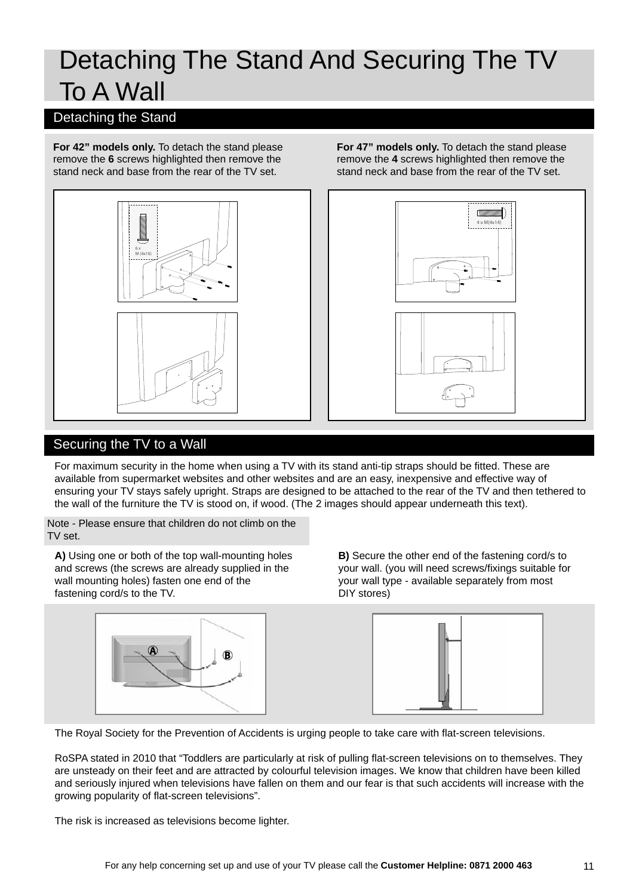# Detaching The Stand And Securing The TV To A Wall

## Detaching the Stand

**For 42" models only.** To detach the stand please remove the **6** screws highlighted then remove the stand neck and base from the rear of the TV set.

**For 47" models only.** To detach the stand please remove the **4** screws highlighted then remove the stand neck and base from the rear of the TV set.

## Securing the TV to a Wall

For maximum security in the home when using a TV with its stand anti-tip straps should be fitted. These are available from supermarket websites and other websites and are an easy, inexpensive and effective way of ensuring your TV stays safely upright. Straps are designed to be attached to the rear of the TV and then tethered to the wall of the furniture the TV is stood on, if wood. (The 2 images should appear underneath this text).

Note - Please ensure that children do not climb on the TV set.

**A)** Using one or both of the top wall-mounting holes and screws (the screws are already supplied in the wall mounting holes) fasten one end of the fastening cord/s to the TV.

**B)** Secure the other end of the fastening cord/s to your wall. (you will need screws/fixings suitable for your wall type - available separately from most DIY stores)

The Royal Society for the Prevention of Accidents is urging people to take care with flat-screen televisions.

RoSPA stated in 2010 that "Toddlers are particularly at risk of pulling flat-screen televisions on to themselves. They are unsteady on their feet and are attracted by colourful television images. We know that children have been killed and seriously injured when televisions have fallen on them and our fear is that such accidents will increase with the growing popularity of flat-screen televisions".

The risk is increased as televisions become lighter.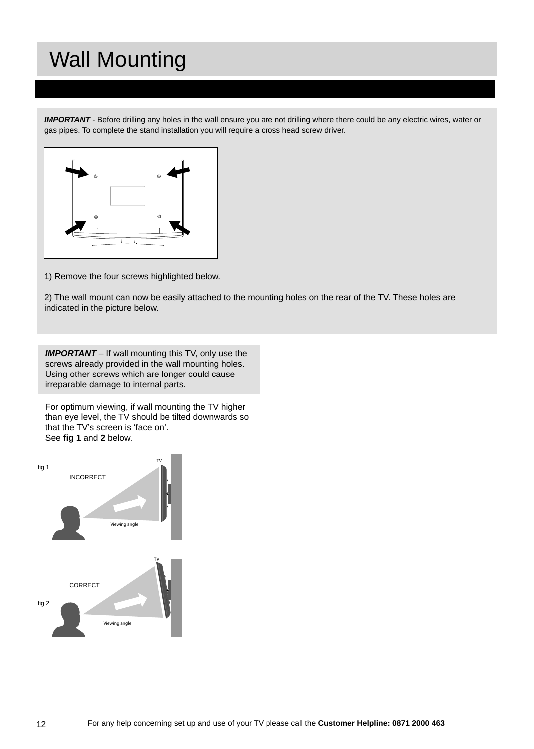# Wall Mounting

***IMPORTANT*** - Before drilling any holes in the wall ensure you are not drilling where there could be any electric wires, water or gas pipes. To complete the stand installation you will require a cross head screw driver.

1) Remove the four screws highlighted below.

2) The wall mount can now be easily attached to the mounting holes on the rear of the TV. These holes are indicated in the picture below.

***IMPORTANT*** – If wall mounting this TV, only use the screws already provided in the wall mounting holes. Using other screws which are longer could cause irreparable damage to internal parts.

For optimum viewing, if wall mounting the TV higher than eye level, the TV should be tilted downwards so that the TV's screen is 'face on'.
See **fig 1** and **2** below.

fig 1

INCORRECT

fig 2

CORRECT

For any help concerning set up and use of your TV please call the **Customer Helpline: 0871 2000 463**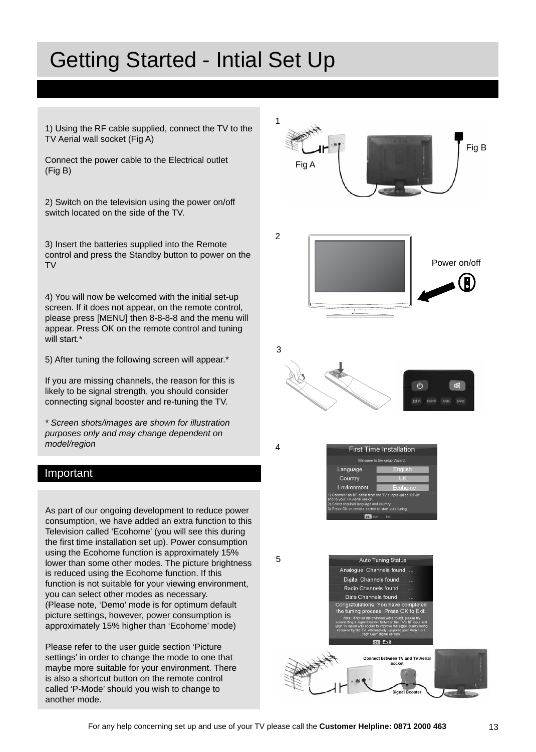# Getting Started - Intial Set Up

1) Using the RF cable supplied, connect the TV to the TV Aerial wall socket (Fig A)

Connect the power cable to the Electrical outlet (Fig B)

2) Switch on the television using the power on/off switch located on the side of the TV.

3) Insert the batteries supplied into the Remote control and press the Standby button to power on the TV

4) You will now be welcomed with the initial set-up screen. If it does not appear, on the remote control, please press [MENU] then 8-8-8-8 and the menu will appear. Press OK on the remote control and tuning will start.*

5) After tuning the following screen will appear.*

If you are missing channels, the reason for this is likely to be signal strength, you should consider connecting signal booster and re-tuning the TV.

*\* Screen shots/images are shown for illustration purposes only and may change dependent on model/region*

## Important

As part of our ongoing development to reduce power consumption, we have added an extra function to this Television called 'Ecohome' (you will see this during the first time installation set up). Power consumption using the Ecohome function is approximately 15% lower than some other modes. The picture brightness is reduced using the Ecohome function. If this function is not suitable for your viewing environment, you can select other modes as necessary. (Please note, 'Demo' mode is for optimum default picture settings, however, power consumption is approximately 15% higher than 'Ecohome' mode)

Please refer to the user guide section 'Picture settings' in order to change the mode to one that maybe more suitable for your environment. There is also a shortcut button on the remote control called 'P-Mode' should you wish to change to another mode.

1

Fig A

Fig B

2

Power on/off

3

4

5

For any help concerning set up and use of your TV please call the **Customer Helpline: 0871 2000 463**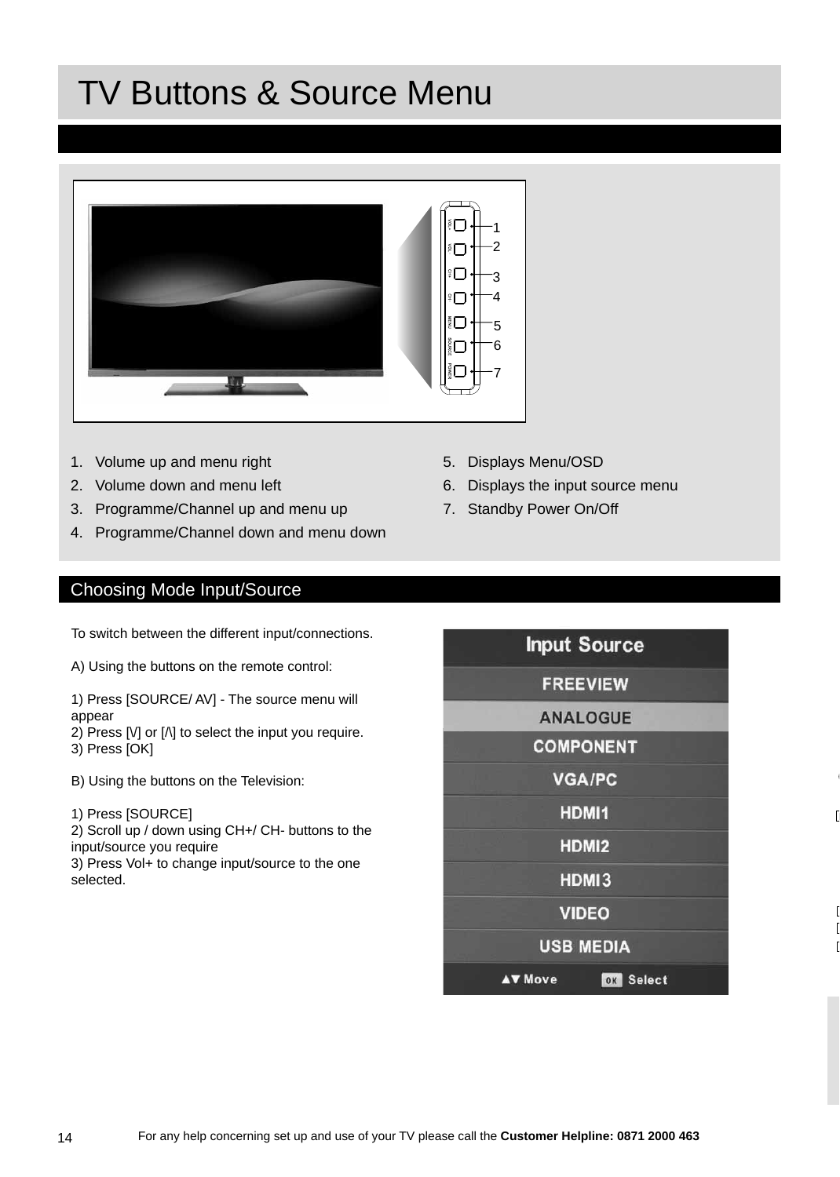# TV Buttons & Source Menu

1. Volume up and menu right
2. Volume down and menu left
3. Programme/Channel up and menu up
4. Programme/Channel down and menu down
5. Displays Menu/OSD
6. Displays the input source menu
7. Standby Power On/Off

## Choosing Mode Input/Source

To switch between the different input/connections.

A) Using the buttons on the remote control:

1) Press [SOURCE/ AV] - The source menu will appear
2) Press [\/] or [/\] to select the input you require.
3) Press [OK]

B) Using the buttons on the Television:

1) Press [SOURCE]
2) Scroll up / down using CH+/ CH- buttons to the input/source you require
3) Press Vol+ to change input/source to the one selected.

For any help concerning set up and use of your TV please call the **Customer Helpline: 0871 2000 463**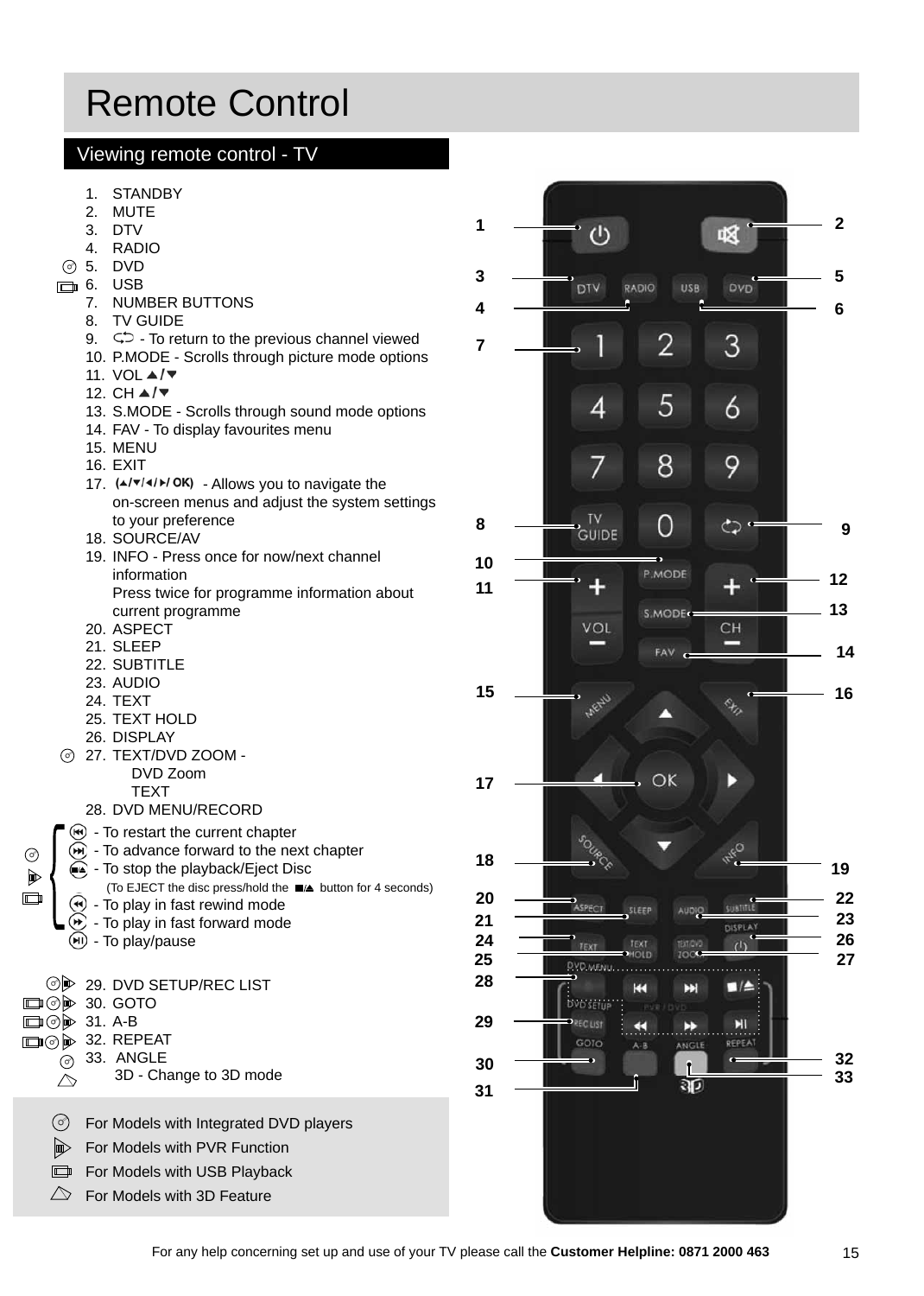# Remote Control

## Viewing remote control - TV

1. STANDBY
2. MUTE
3. DTV
4. RADIO
5. DVD
6. USB
7. NUMBER BUTTONS
8. TV GUIDE
9. ⮌ - To return to the previous channel viewed
10. P.MODE - Scrolls through picture mode options
11. VOL ▲/▼
12. CH ▲/▼
13. S.MODE - Scrolls through sound mode options
14. FAV - To display favourites menu
15. MENU
16. EXIT
17. (▲/▼/◄/►/ OK) - Allows you to navigate the on-screen menus and adjust the system settings to your preference
18. SOURCE/AV
19. INFO - Press once for now/next channel information
    Press twice for programme information about current programme
20. ASPECT
21. SLEEP
22. SUBTITLE
23. AUDIO
24. TEXT
25. TEXT HOLD
26. DISPLAY
27. TEXT/DVD ZOOM -
    DVD Zoom
    TEXT
28. DVD MENU/RECORD
    - ⏮ - To restart the current chapter
    - ⏭ - To advance forward to the next chapter
    - ■/⏏ - To stop the playback/Eject Disc
      (To EJECT the disc press/hold the ■/⏏ button for 4 seconds)
    - ⏪ - To play in fast rewind mode
    - ⏩ - To play in fast forward mode
    - ⏯ - To play/pause
29. DVD SETUP/REC LIST
30. GOTO
31. A-B
32. REPEAT
33. ANGLE
    3D - Change to 3D mode

- For Models with Integrated DVD players
- For Models with PVR Function
- For Models with USB Playback
- For Models with 3D Feature

For any help concerning set up and use of your TV please call the **Customer Helpline: 0871 2000 463**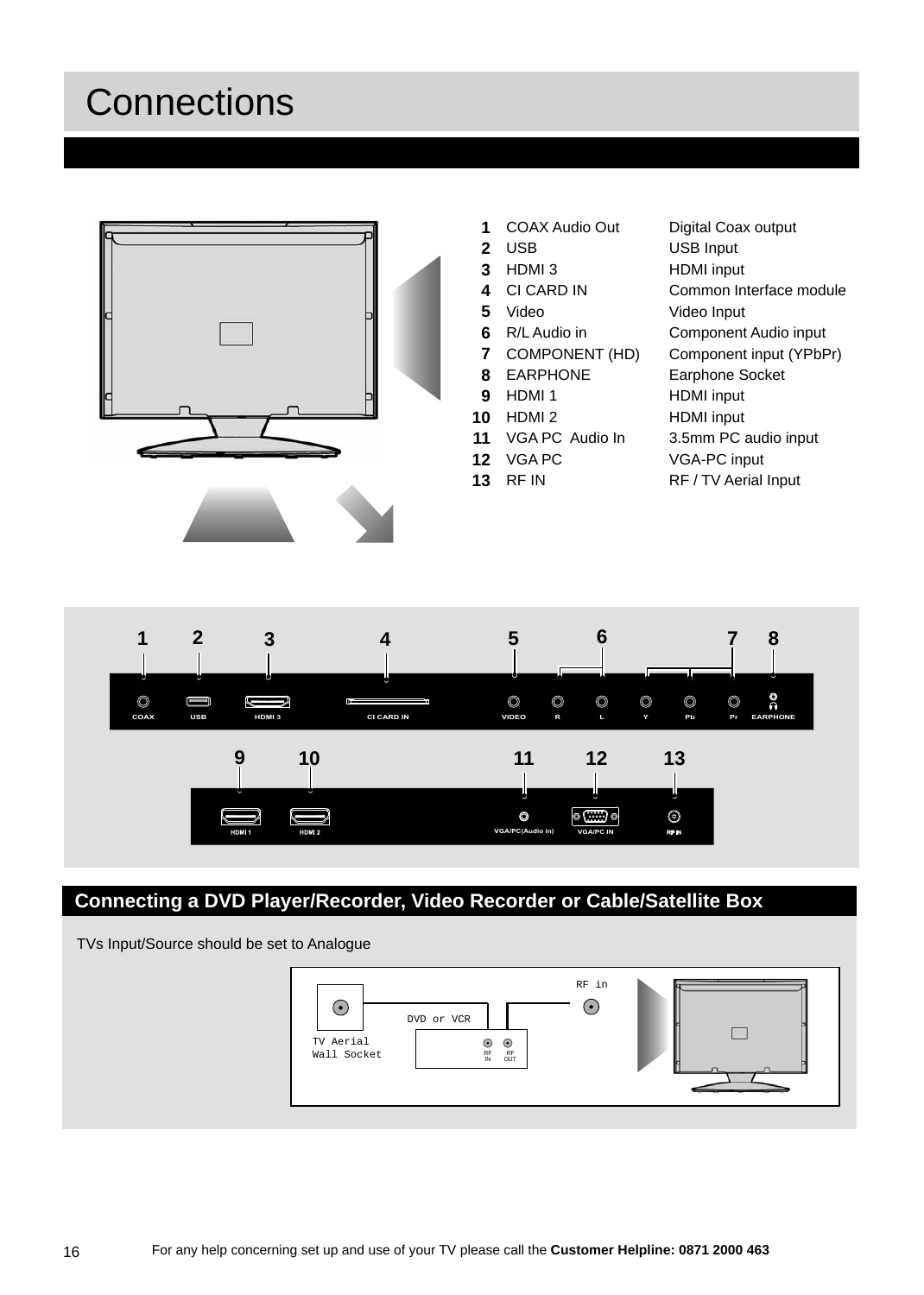# Connections

| | | |
|---|---|---|
| 1 | COAX Audio Out | Digital Coax output |
| 2 | USB | USB Input |
| 3 | HDMI 3 | HDMI input |
| 4 | CI CARD IN | Common Interface module |
| 5 | Video | Video Input |
| 6 | R/L Audio in | Component Audio input |
| 7 | COMPONENT (HD) | Component input (YPbPr) |
| 8 | EARPHONE | Earphone Socket |
| 9 | HDMI 1 | HDMI input |
| 10 | HDMI 2 | HDMI input |
| 11 | VGA PC Audio In | 3.5mm PC audio input |
| 12 | VGA PC | VGA-PC input |
| 13 | RF IN | RF / TV Aerial Input |

## Connecting a DVD Player/Recorder, Video Recorder or Cable/Satellite Box

TVs Input/Source should be set to Analogue

For any help concerning set up and use of your TV please call the **Customer Helpline: 0871 2000 463**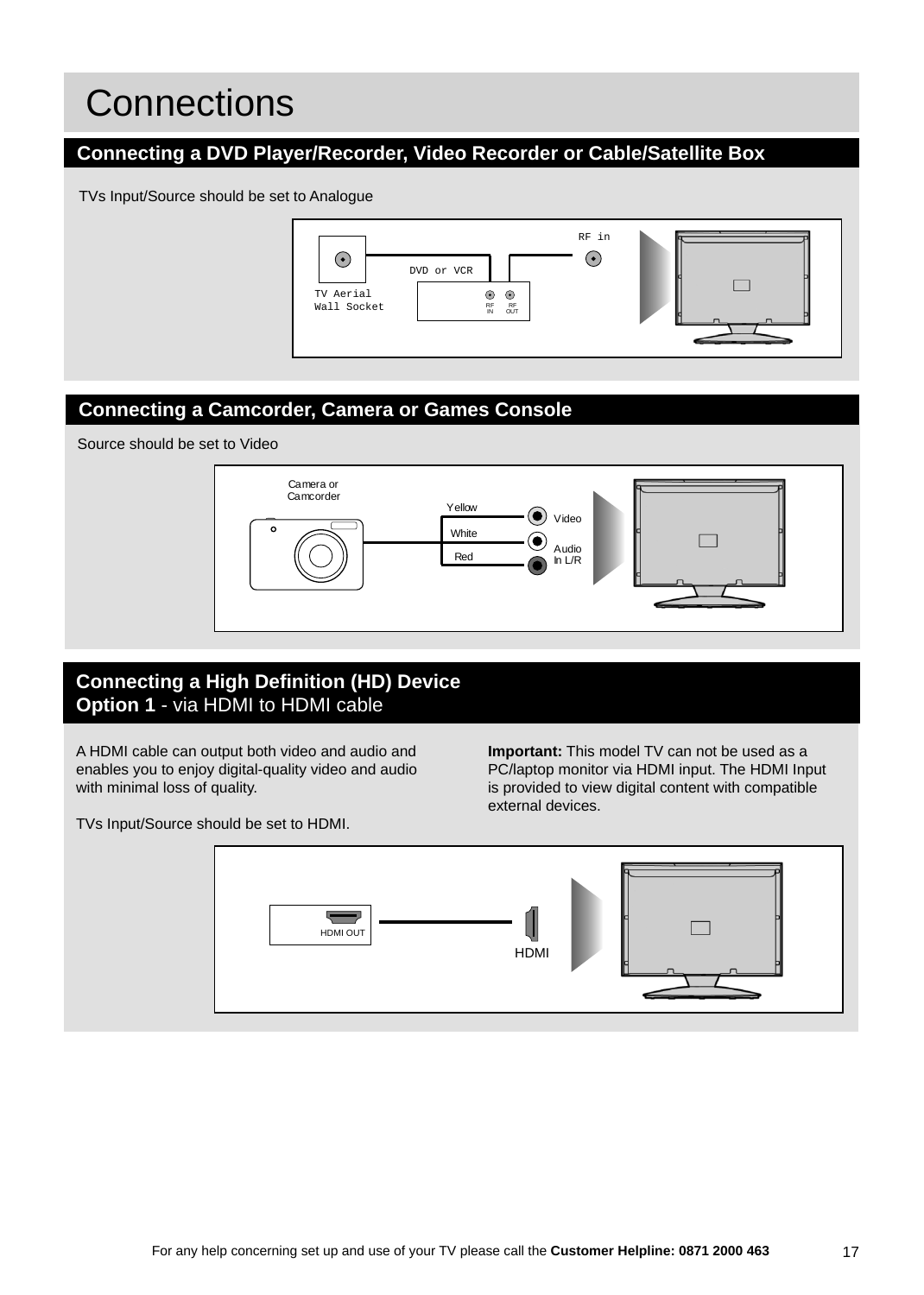# Connections

## Connecting a DVD Player/Recorder, Video Recorder or Cable/Satellite Box

TVs Input/Source should be set to Analogue

## Connecting a Camcorder, Camera or Games Console

Source should be set to Video

## Connecting a High Definition (HD) Device
**Option 1** - via HDMI to HDMI cable

A HDMI cable can output both video and audio and enables you to enjoy digital-quality video and audio with minimal loss of quality.

TVs Input/Source should be set to HDMI.

**Important:** This model TV can not be used as a PC/laptop monitor via HDMI input. The HDMI Input is provided to view digital content with compatible external devices.

For any help concerning set up and use of your TV please call the **Customer Helpline: 0871 2000 463**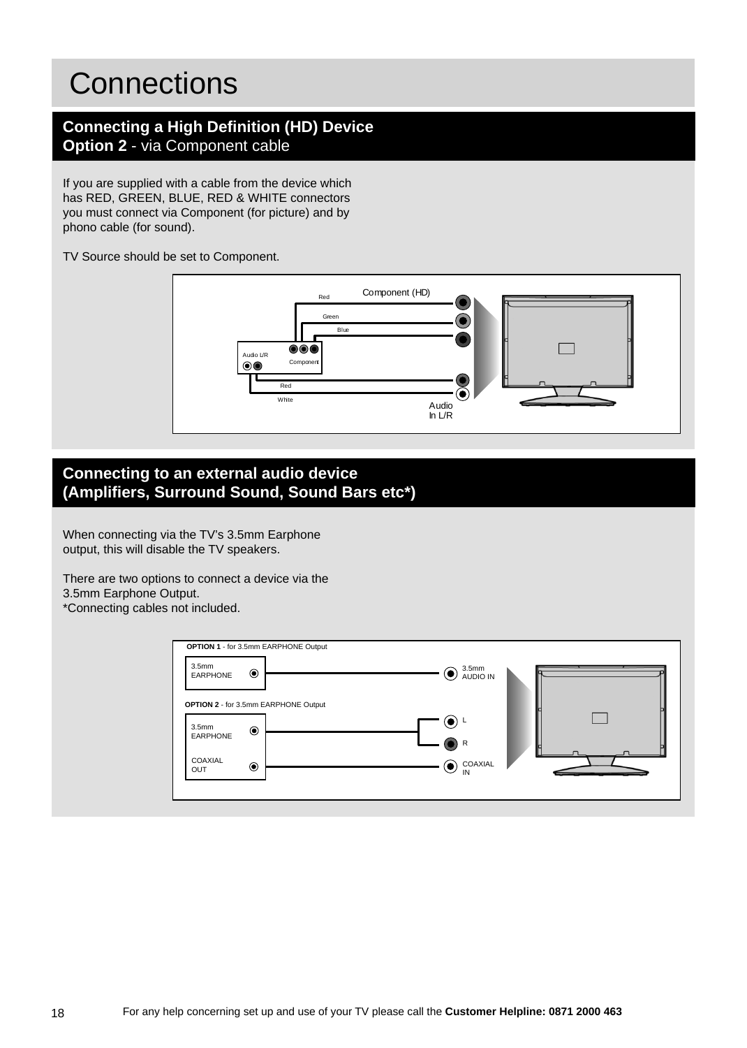# Connections

## Connecting a High Definition (HD) Device
**Option 2** - via Component cable

If you are supplied with a cable from the device which has RED, GREEN, BLUE, RED & WHITE connectors you must connect via Component (for picture) and by phono cable (for sound).

TV Source should be set to Component.

Component (HD)

Red

Green

Blue

Audio L/R

Component

Red

White

Audio In L/R

## Connecting to an external audio device (Amplifiers, Surround Sound, Sound Bars etc*)

When connecting via the TV's 3.5mm Earphone output, this will disable the TV speakers.

There are two options to connect a device via the 3.5mm Earphone Output.
*Connecting cables not included.

**OPTION 1** - for 3.5mm EARPHONE Output

3.5mm EARPHONE

3.5mm AUDIO IN

**OPTION 2** - for 3.5mm EARPHONE Output

3.5mm EARPHONE

L

R

COAXIAL OUT

COAXIAL IN

For any help concerning set up and use of your TV please call the **Customer Helpline: 0871 2000 463**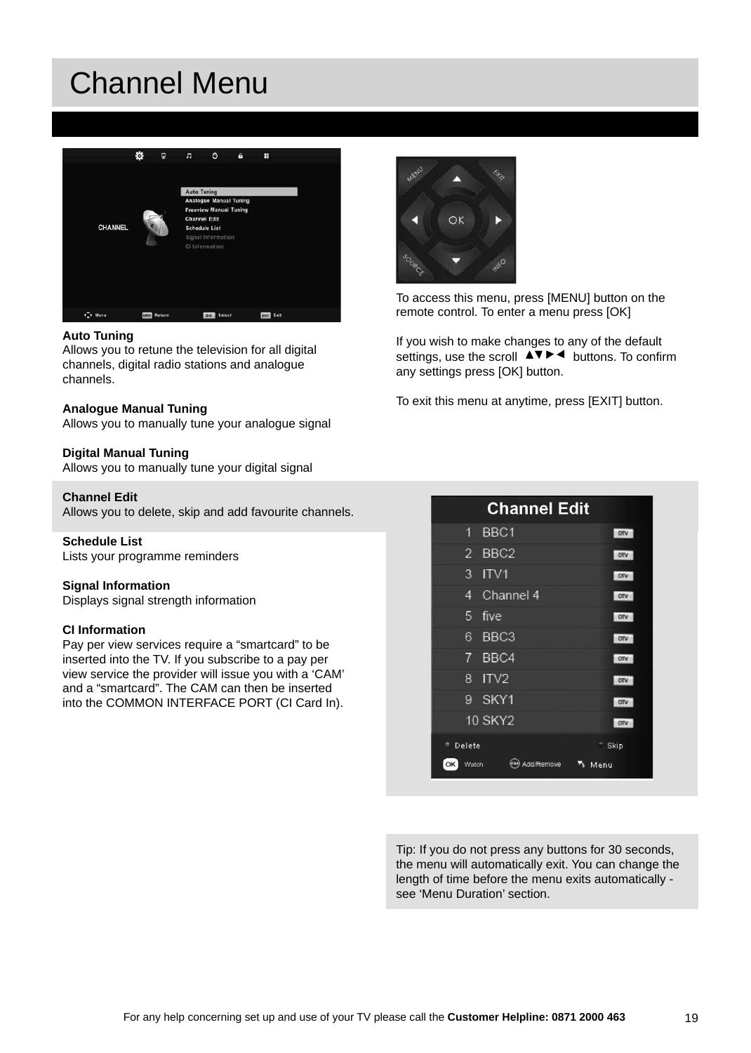# Channel Menu

**Auto Tuning**
Allows you to retune the television for all digital channels, digital radio stations and analogue channels.

**Analogue Manual Tuning**
Allows you to manually tune your analogue signal

**Digital Manual Tuning**
Allows you to manually tune your digital signal

**Channel Edit**
Allows you to delete, skip and add favourite channels.

**Schedule List**
Lists your programme reminders

**Signal Information**
Displays signal strength information

**CI Information**
Pay per view services require a "smartcard" to be inserted into the TV. If you subscribe to a pay per view service the provider will issue you with a 'CAM' and a "smartcard". The CAM can then be inserted into the COMMON INTERFACE PORT (CI Card In).

To access this menu, press [MENU] button on the remote control. To enter a menu press [OK]

If you wish to make changes to any of the default settings, use the scroll ▲▼►◄ buttons. To confirm any settings press [OK] button.

To exit this menu at anytime, press [EXIT] button.

Tip: If you do not press any buttons for 30 seconds, the menu will automatically exit. You can change the length of time before the menu exits automatically - see 'Menu Duration' section.

For any help concerning set up and use of your TV please call the **Customer Helpline: 0871 2000 463**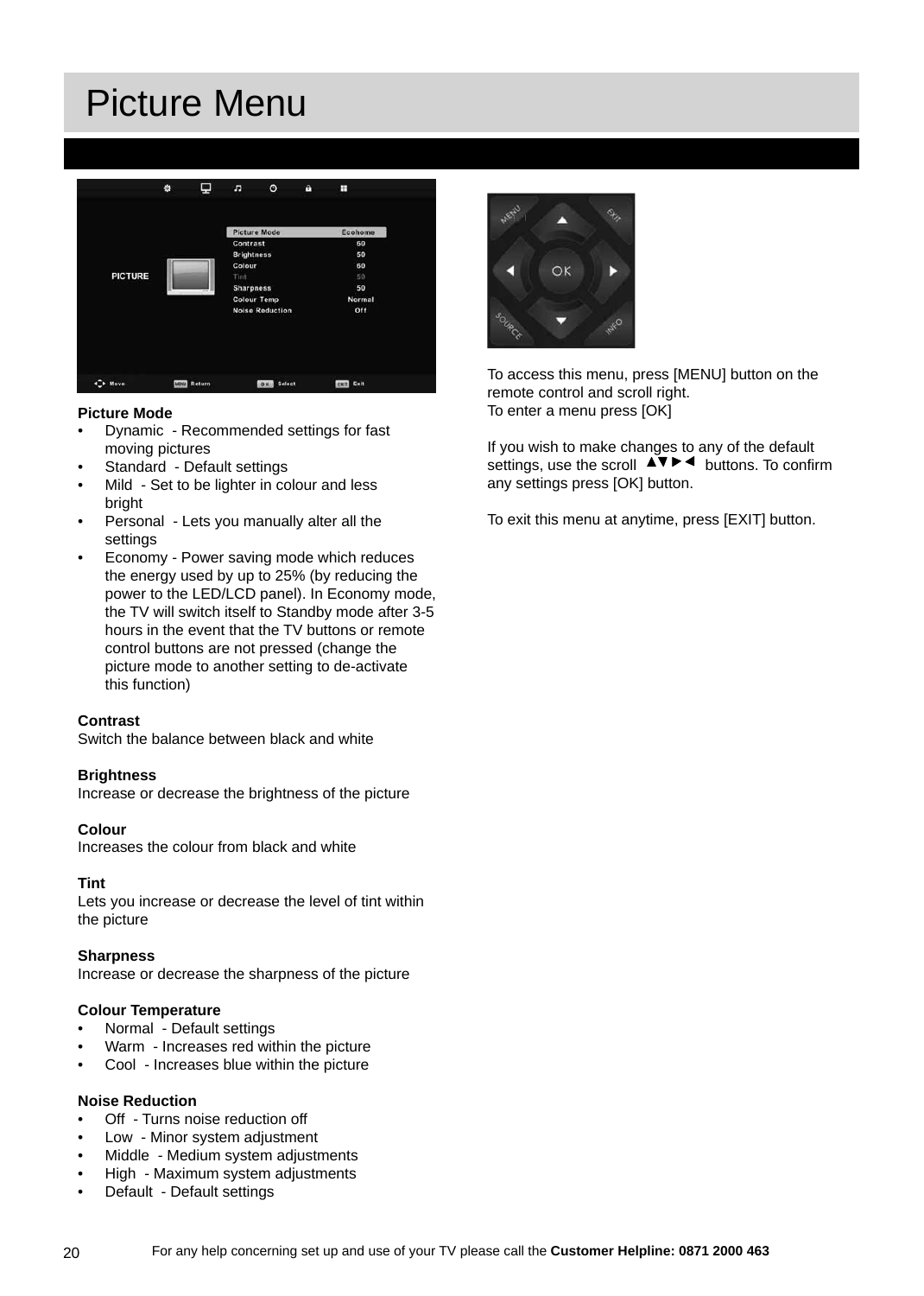# Picture Menu

**Picture Mode**

- Dynamic - Recommended settings for fast moving pictures
- Standard - Default settings
- Mild - Set to be lighter in colour and less bright
- Personal - Lets you manually alter all the settings
- Economy - Power saving mode which reduces the energy used by up to 25% (by reducing the power to the LED/LCD panel). In Economy mode, the TV will switch itself to Standby mode after 3-5 hours in the event that the TV buttons or remote control buttons are not pressed (change the picture mode to another setting to de-activate this function)

**Contrast**
Switch the balance between black and white

**Brightness**
Increase or decrease the brightness of the picture

**Colour**
Increases the colour from black and white

**Tint**
Lets you increase or decrease the level of tint within the picture

**Sharpness**
Increase or decrease the sharpness of the picture

**Colour Temperature**

- Normal - Default settings
- Warm - Increases red within the picture
- Cool - Increases blue within the picture

**Noise Reduction**

- Off - Turns noise reduction off
- Low - Minor system adjustment
- Middle - Medium system adjustments
- High - Maximum system adjustments
- Default - Default settings

To access this menu, press [MENU] button on the remote control and scroll right.
To enter a menu press [OK]

If you wish to make changes to any of the default settings, use the scroll ▲▼►◄ buttons. To confirm any settings press [OK] button.

To exit this menu at anytime, press [EXIT] button.

For any help concerning set up and use of your TV please call the **Customer Helpline: 0871 2000 463**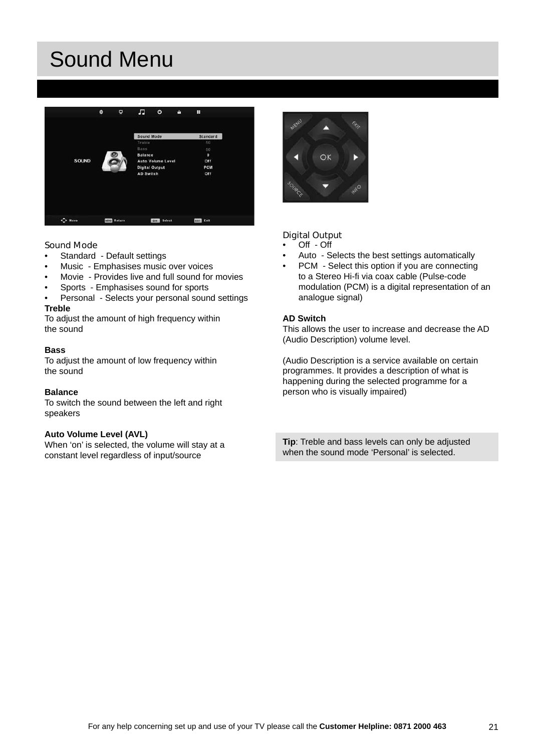# Sound Menu

### Sound Mode

- Standard - Default settings
- Music - Emphasises music over voices
- Movie - Provides live and full sound for movies
- Sports - Emphasises sound for sports
- Personal - Selects your personal sound settings

**Treble**
To adjust the amount of high frequency within the sound

**Bass**
To adjust the amount of low frequency within the sound

**Balance**
To switch the sound between the left and right speakers

**Auto Volume Level (AVL)**
When 'on' is selected, the volume will stay at a constant level regardless of input/source

### Digital Output

- Off - Off
- Auto - Selects the best settings automatically
- PCM - Select this option if you are connecting to a Stereo Hi-fi via coax cable (Pulse-code modulation (PCM) is a digital representation of an analogue signal)

**AD Switch**
This allows the user to increase and decrease the AD (Audio Description) volume level.

(Audio Description is a service available on certain programmes. It provides a description of what is happening during the selected programme for a person who is visually impaired)

**Tip**: Treble and bass levels can only be adjusted when the sound mode 'Personal' is selected.

For any help concerning set up and use of your TV please call the **Customer Helpline: 0871 2000 463**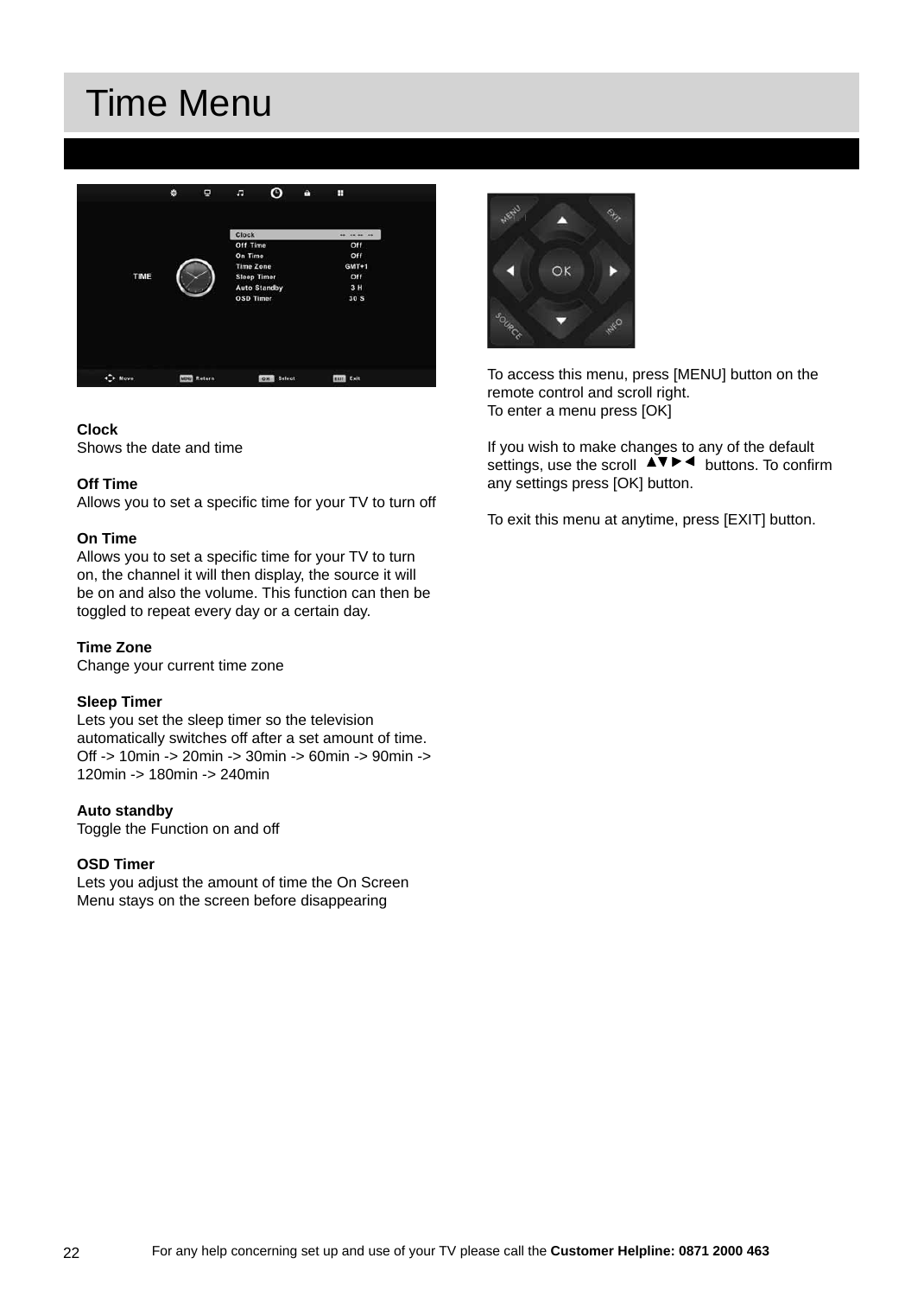# Time Menu

**Clock**
Shows the date and time

**Off Time**
Allows you to set a specific time for your TV to turn off

**On Time**
Allows you to set a specific time for your TV to turn on, the channel it will then display, the source it will be on and also the volume. This function can then be toggled to repeat every day or a certain day.

**Time Zone**
Change your current time zone

**Sleep Timer**
Lets you set the sleep timer so the television automatically switches off after a set amount of time. Off -> 10min -> 20min -> 30min -> 60min -> 90min -> 120min -> 180min -> 240min

**Auto standby**
Toggle the Function on and off

**OSD Timer**
Lets you adjust the amount of time the On Screen Menu stays on the screen before disappearing

To access this menu, press [MENU] button on the remote control and scroll right.
To enter a menu press [OK]

If you wish to make changes to any of the default settings, use the scroll ▲▼►◄ buttons. To confirm any settings press [OK] button.

To exit this menu at anytime, press [EXIT] button.

For any help concerning set up and use of your TV please call the **Customer Helpline: 0871 2000 463**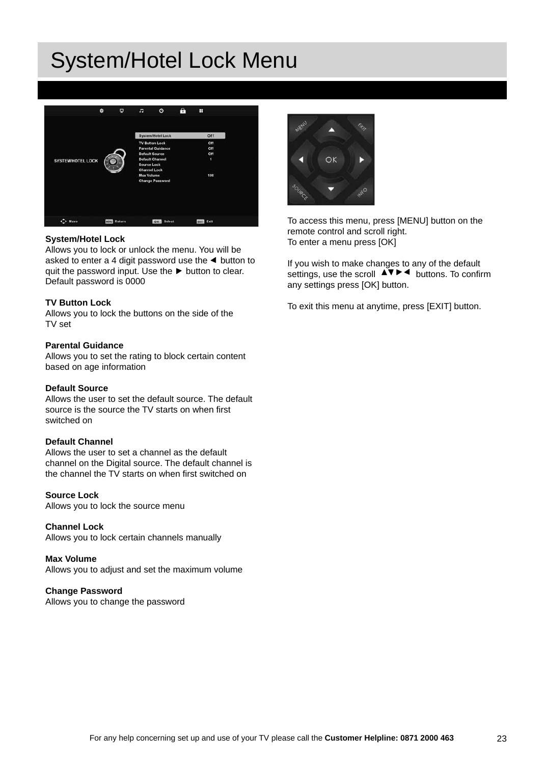# System/Hotel Lock Menu

**System/Hotel Lock**
Allows you to lock or unlock the menu. You will be asked to enter a 4 digit password use the ◄ button to quit the password input. Use the ► button to clear. Default password is 0000

**TV Button Lock**
Allows you to lock the buttons on the side of the TV set

**Parental Guidance**
Allows you to set the rating to block certain content based on age information

**Default Source**
Allows the user to set the default source. The default source is the source the TV starts on when first switched on

**Default Channel**
Allows the user to set a channel as the default channel on the Digital source. The default channel is the channel the TV starts on when first switched on

**Source Lock**
Allows you to lock the source menu

**Channel Lock**
Allows you to lock certain channels manually

**Max Volume**
Allows you to adjust and set the maximum volume

**Change Password**
Allows you to change the password

To access this menu, press [MENU] button on the remote control and scroll right.
To enter a menu press [OK]

If you wish to make changes to any of the default settings, use the scroll ▲▼►◄ buttons. To confirm any settings press [OK] button.

To exit this menu at anytime, press [EXIT] button.

For any help concerning set up and use of your TV please call the **Customer Helpline: 0871 2000 463**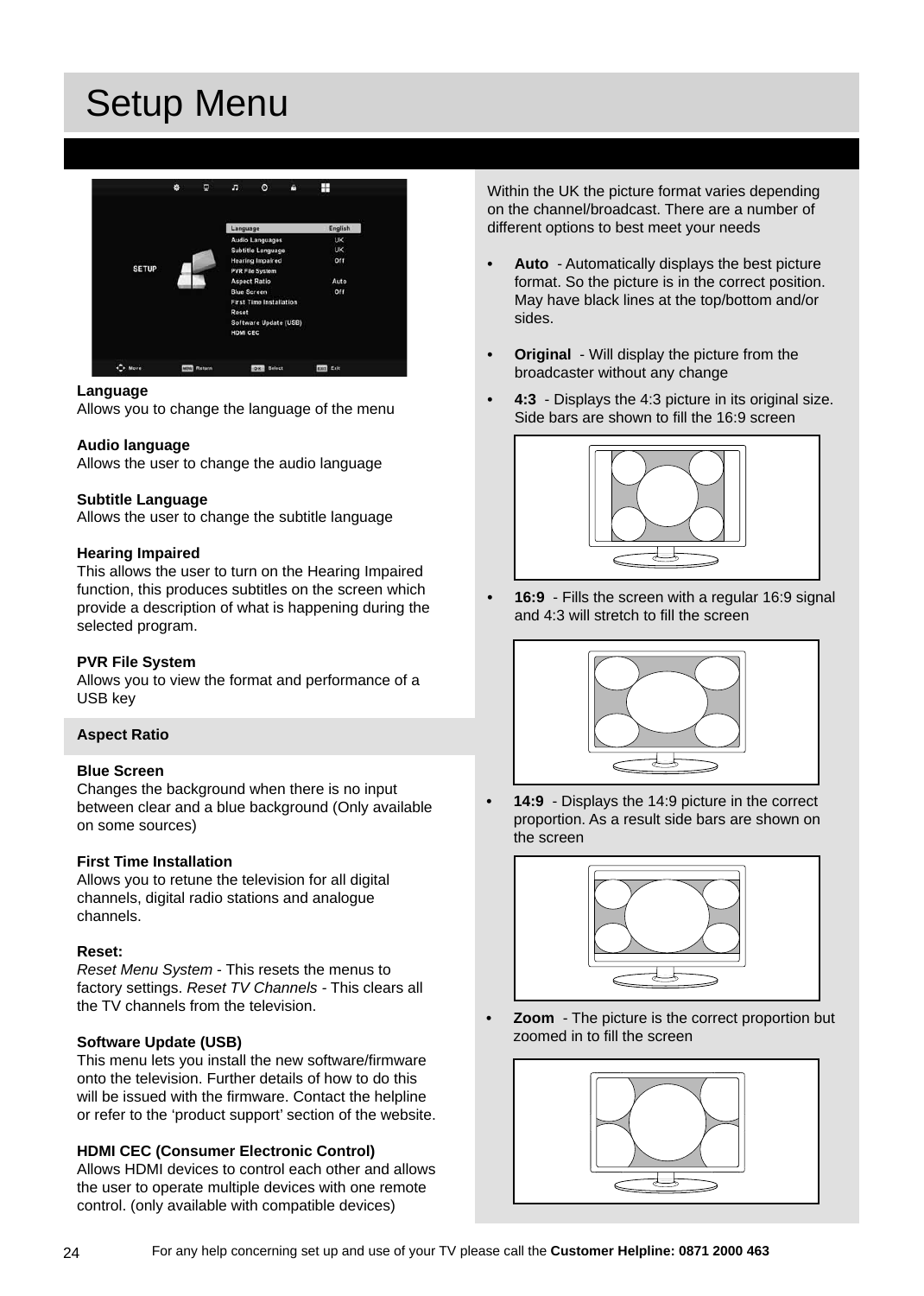# Setup Menu

**Language**
Allows you to change the language of the menu

**Audio language**
Allows the user to change the audio language

**Subtitle Language**
Allows the user to change the subtitle language

**Hearing Impaired**
This allows the user to turn on the Hearing Impaired function, this produces subtitles on the screen which provide a description of what is happening during the selected program.

**PVR File System**
Allows you to view the format and performance of a USB key

**Aspect Ratio**

Within the UK the picture format varies depending on the channel/broadcast. There are a number of different options to best meet your needs

- **Auto** - Automatically displays the best picture format. So the picture is in the correct position. May have black lines at the top/bottom and/or sides.
- **Original** - Will display the picture from the broadcaster without any change
- **4:3** - Displays the 4:3 picture in its original size. Side bars are shown to fill the 16:9 screen
- **16:9** - Fills the screen with a regular 16:9 signal and 4:3 will stretch to fill the screen
- **14:9** - Displays the 14:9 picture in the correct proportion. As a result side bars are shown on the screen
- **Zoom** - The picture is the correct proportion but zoomed in to fill the screen

**Blue Screen**
Changes the background when there is no input between clear and a blue background (Only available on some sources)

**First Time Installation**
Allows you to retune the television for all digital channels, digital radio stations and analogue channels.

**Reset:**
*Reset Menu System* - This resets the menus to factory settings. *Reset TV Channels* - This clears all the TV channels from the television.

**Software Update (USB)**
This menu lets you install the new software/firmware onto the television. Further details of how to do this will be issued with the firmware. Contact the helpline or refer to the 'product support' section of the website.

**HDMI CEC (Consumer Electronic Control)**
Allows HDMI devices to control each other and allows the user to operate multiple devices with one remote control. (only available with compatible devices)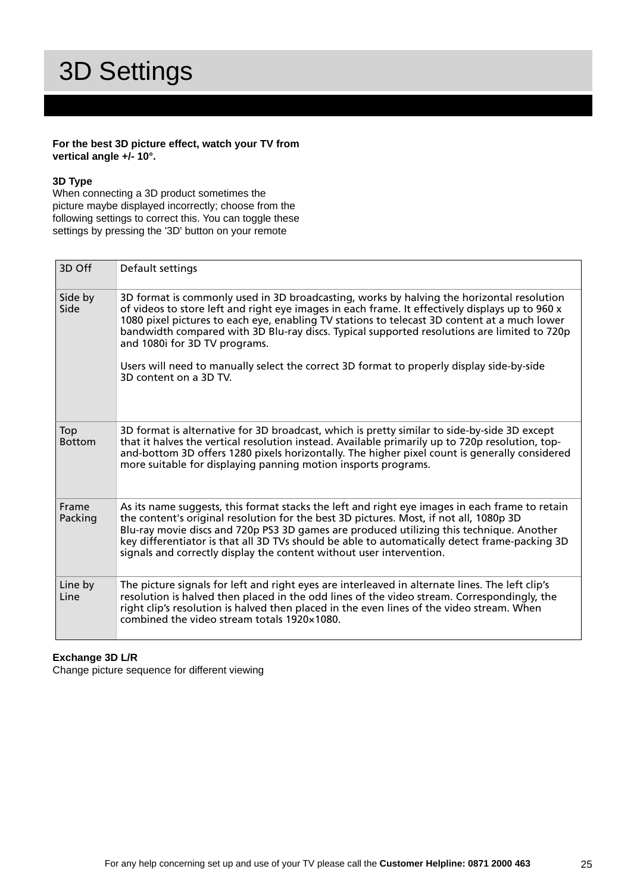# 3D Settings

**For the best 3D picture effect, watch your TV from vertical angle +/- 10°.**

**3D Type**

When connecting a 3D product sometimes the picture maybe displayed incorrectly; choose from the following settings to correct this. You can toggle these settings by pressing the '3D' button on your remote

| | |
|---|---|
| 3D Off | Default settings |
| Side by Side | 3D format is commonly used in 3D broadcasting, works by halving the horizontal resolution of videos to store left and right eye images in each frame. It effectively displays up to 960 x 1080 pixel pictures to each eye, enabling TV stations to telecast 3D content at a much lower bandwidth compared with 3D Blu-ray discs. Typical supported resolutions are limited to 720p and 1080i for 3D TV programs.<br><br>Users will need to manually select the correct 3D format to properly display side-by-side 3D content on a 3D TV. |
| Top Bottom | 3D format is alternative for 3D broadcast, which is pretty similar to side-by-side 3D except that it halves the vertical resolution instead. Available primarily up to 720p resolution, top-and-bottom 3D offers 1280 pixels horizontally. The higher pixel count is generally considered more suitable for displaying panning motion insports programs. |
| Frame Packing | As its name suggests, this format stacks the left and right eye images in each frame to retain the content's original resolution for the best 3D pictures. Most, if not all, 1080p 3D Blu-ray movie discs and 720p PS3 3D games are produced utilizing this technique. Another key differentiator is that all 3D TVs should be able to automatically detect frame-packing 3D signals and correctly display the content without user intervention. |
| Line by Line | The picture signals for left and right eyes are interleaved in alternate lines. The left clip's resolution is halved then placed in the odd lines of the video stream. Correspondingly, the right clip's resolution is halved then placed in the even lines of the video stream. When combined the video stream totals 1920×1080. |

**Exchange 3D L/R**

Change picture sequence for different viewing

For any help concerning set up and use of your TV please call the **Customer Helpline: 0871 2000 463**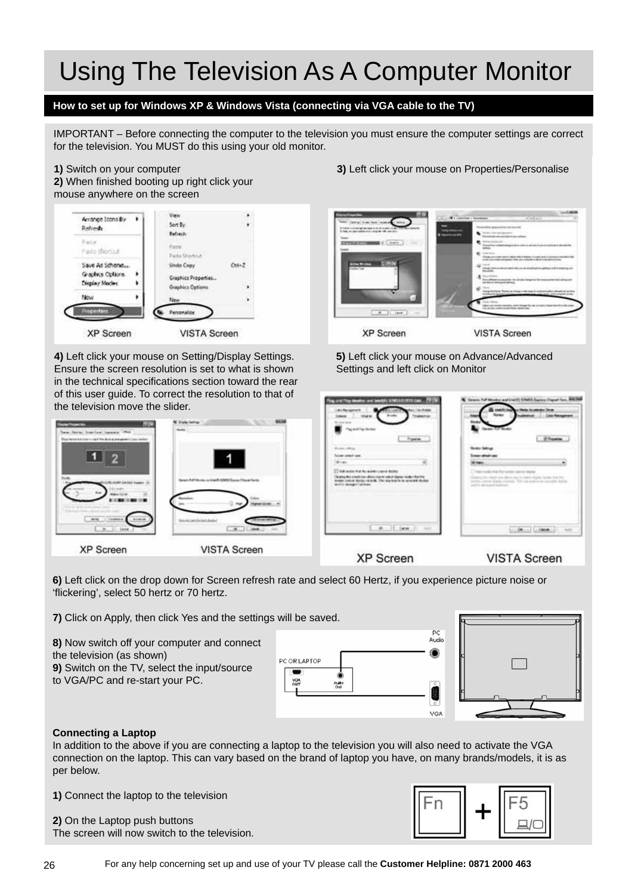# Using The Television As A Computer Monitor

## How to set up for Windows XP & Windows Vista (connecting via VGA cable to the TV)

IMPORTANT – Before connecting the computer to the television you must ensure the computer settings are correct for the television. You MUST do this using your old monitor.

**1)** Switch on your computer
**2)** When finished booting up right click your mouse anywhere on the screen

XP Screen VISTA Screen

**3)** Left click your mouse on Properties/Personalise

XP Screen VISTA Screen

**4)** Left click your mouse on Setting/Display Settings. Ensure the screen resolution is set to what is shown in the technical specifications section toward the rear of this user guide. To correct the resolution to that of the television move the slider.

XP Screen VISTA Screen

**5)** Left click your mouse on Advance/Advanced Settings and left click on Monitor

XP Screen VISTA Screen

**6)** Left click on the drop down for Screen refresh rate and select 60 Hertz, if you experience picture noise or 'flickering', select 50 hertz or 70 hertz.

**7)** Click on Apply, then click Yes and the settings will be saved.

**8)** Now switch off your computer and connect the television (as shown)
**9)** Switch on the TV, select the input/source to VGA/PC and re-start your PC.

PC OR LAPTOP — VGA OUT, Audio Out — PC Audio, VGA

**Connecting a Laptop**
In addition to the above if you are connecting a laptop to the television you will also need to activate the VGA connection on the laptop. This can vary based on the brand of laptop you have, on many brands/models, it is as per below.

**1)** Connect the laptop to the television

**2)** On the Laptop push buttons
The screen will now switch to the television.

Fn + F5

For any help concerning set up and use of your TV please call the **Customer Helpline: 0871 2000 463**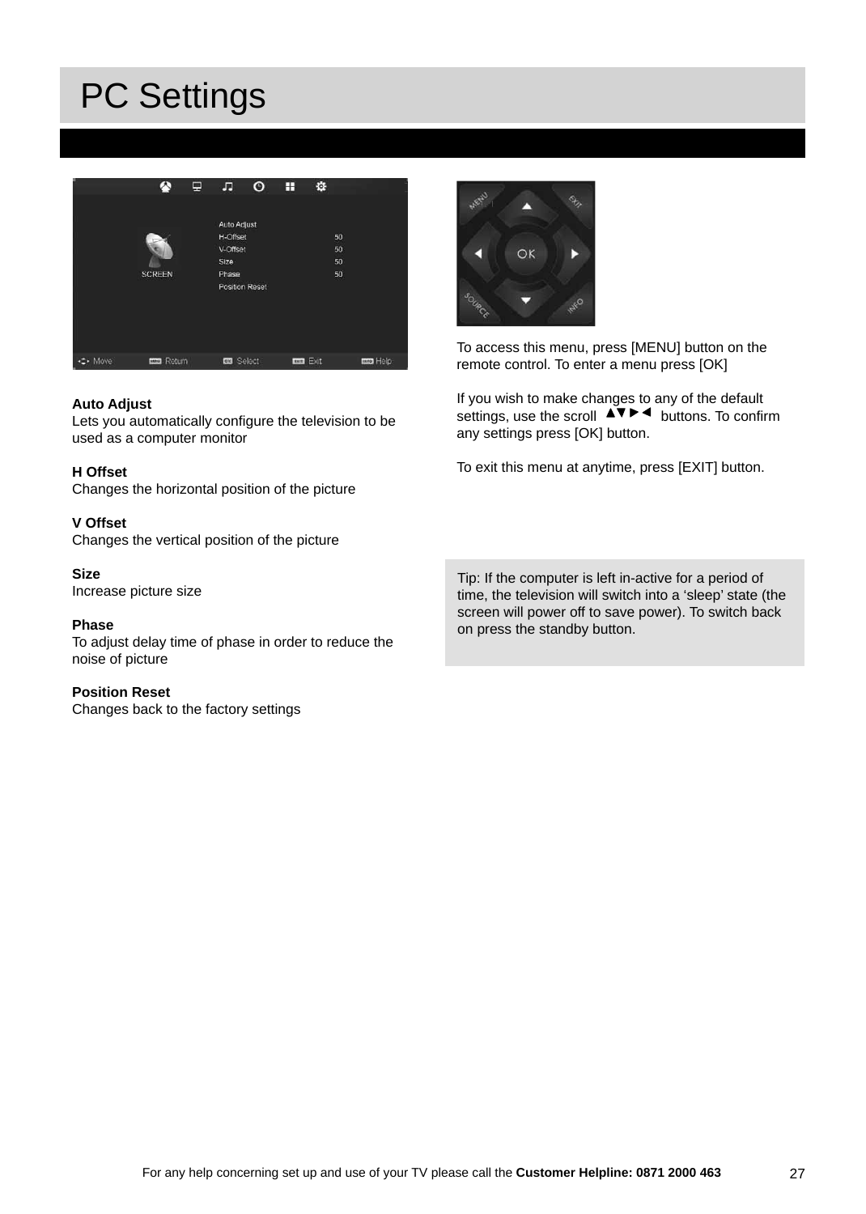# PC Settings

**Auto Adjust**
Lets you automatically configure the television to be used as a computer monitor

**H Offset**
Changes the horizontal position of the picture

**V Offset**
Changes the vertical position of the picture

**Size**
Increase picture size

**Phase**
To adjust delay time of phase in order to reduce the noise of picture

**Position Reset**
Changes back to the factory settings

To access this menu, press [MENU] button on the remote control. To enter a menu press [OK]

If you wish to make changes to any of the default settings, use the scroll ▲▼►◄ buttons. To confirm any settings press [OK] button.

To exit this menu at anytime, press [EXIT] button.

Tip: If the computer is left in-active for a period of time, the television will switch into a ‘sleep’ state (the screen will power off to save power). To switch back on press the standby button.

For any help concerning set up and use of your TV please call the **Customer Helpline: 0871 2000 463**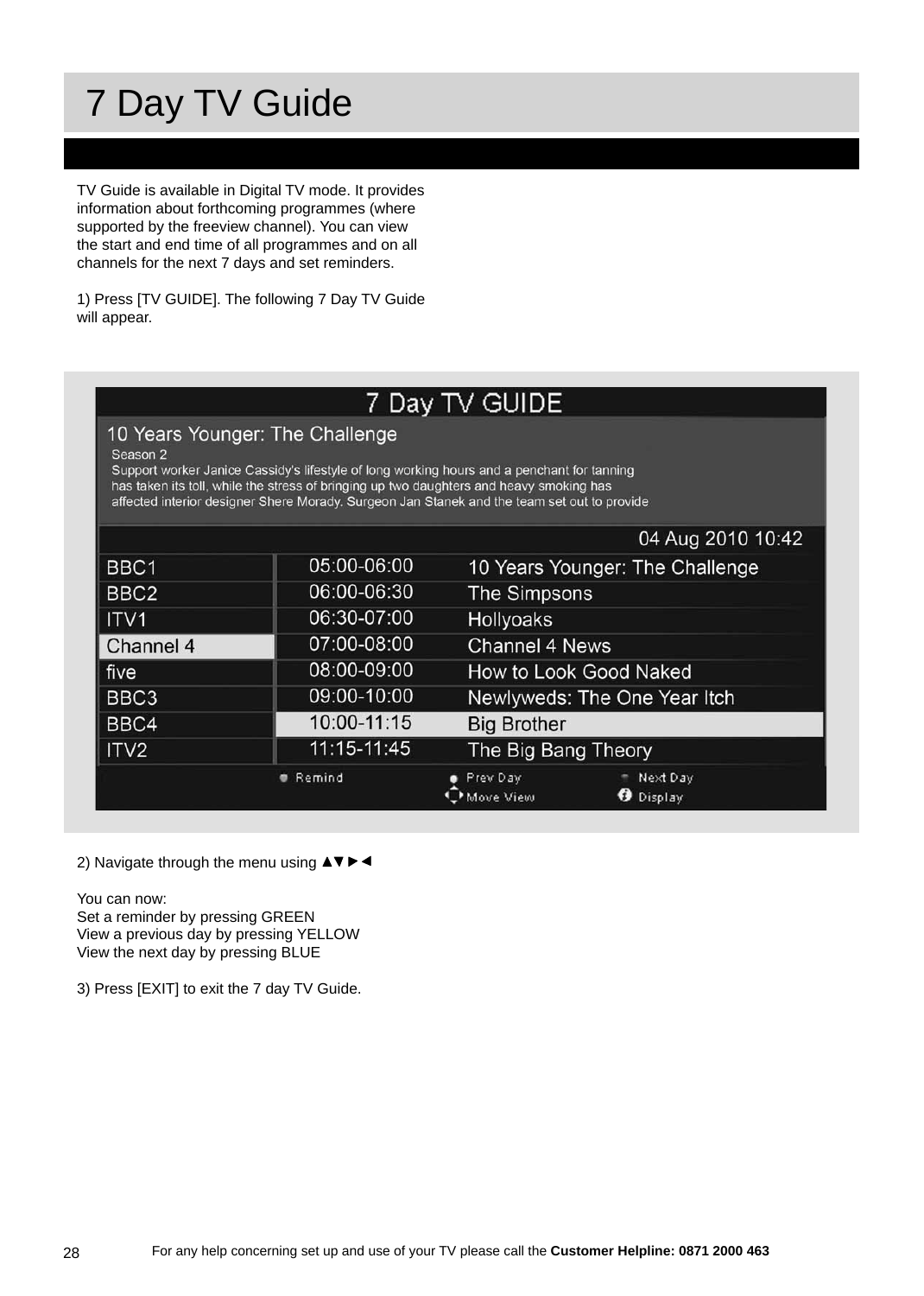# 7 Day TV Guide

TV Guide is available in Digital TV mode. It provides information about forthcoming programmes (where supported by the freeview channel). You can view the start and end time of all programmes and on all channels for the next 7 days and set reminders.

1) Press [TV GUIDE]. The following 7 Day TV Guide will appear.

**7 Day TV GUIDE**

**10 Years Younger: The Challenge**

Season 2
Support worker Janice Cassidy's lifestyle of long working hours and a penchant for tanning has taken its toll, while the stress of bringing up two daughters and heavy smoking has affected interior designer Shere Morady. Surgeon Jan Stanek and the team set out to provide

04 Aug 2010 10:42

| Channel | Time | Programme |
|---|---|---|
| BBC1 | 05:00-06:00 | 10 Years Younger: The Challenge |
| BBC2 | 06:00-06:30 | The Simpsons |
| ITV1 | 06:30-07:00 | Hollyoaks |
| Channel 4 | 07:00-08:00 | Channel 4 News |
| five | 08:00-09:00 | How to Look Good Naked |
| BBC3 | 09:00-10:00 | Newlyweds: The One Year Itch |
| BBC4 | 10:00-11:15 | Big Brother |
| ITV2 | 11:15-11:45 | The Big Bang Theory |

Remind | Prev Day | Next Day | Move View | Display

2) Navigate through the menu using ▲▼►◄

You can now:
Set a reminder by pressing GREEN
View a previous day by pressing YELLOW
View the next day by pressing BLUE

3) Press [EXIT] to exit the 7 day TV Guide.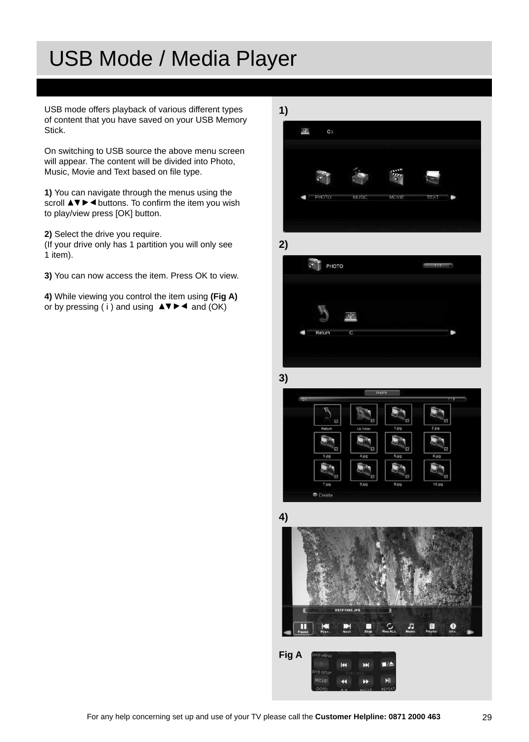# USB Mode / Media Player

USB mode offers playback of various different types of content that you have saved on your USB Memory Stick.

On switching to USB source the above menu screen will appear. The content will be divided into Photo, Music, Movie and Text based on file type.

**1)** You can navigate through the menus using the scroll ▲▼▶◀ buttons. To confirm the item you wish to play/view press [OK] button.

**2)** Select the drive you require.
(If your drive only has 1 partition you will only see 1 item).

**3)** You can now access the item. Press OK to view.

**4)** While viewing you control the item using **(Fig A)** or by pressing ( i ) and using ▲▼▶◀ and (OK)

1)

2)

3)

4)

Fig A

For any help concerning set up and use of your TV please call the **Customer Helpline: 0871 2000 463**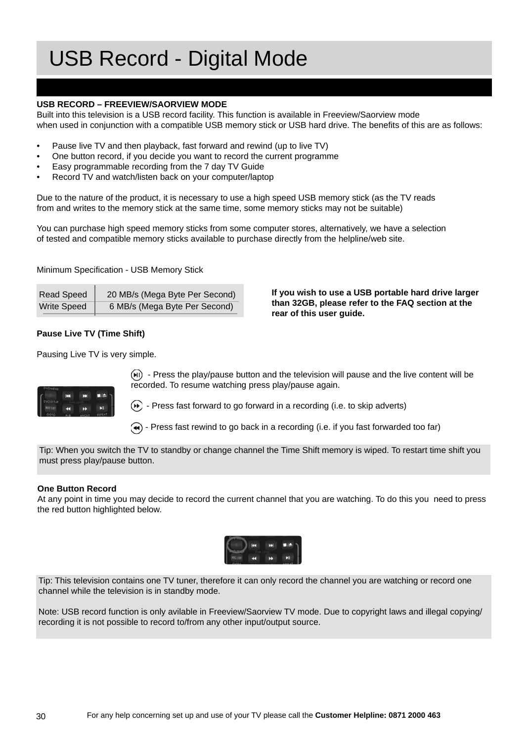# USB Record - Digital Mode

**USB RECORD – FREEVIEW/SAORVIEW MODE**
Built into this television is a USB record facility. This function is available in Freeview/Saorview mode when used in conjunction with a compatible USB memory stick or USB hard drive. The benefits of this are as follows:

- Pause live TV and then playback, fast forward and rewind (up to live TV)
- One button record, if you decide you want to record the current programme
- Easy programmable recording from the 7 day TV Guide
- Record TV and watch/listen back on your computer/laptop

Due to the nature of the product, it is necessary to use a high speed USB memory stick (as the TV reads from and writes to the memory stick at the same time, some memory sticks may not be suitable)

You can purchase high speed memory sticks from some computer stores, alternatively, we have a selection of tested and compatible memory sticks available to purchase directly from the helpline/web site.

Minimum Specification - USB Memory Stick

| | |
|---|---|
| Read Speed | 20 MB/s (Mega Byte Per Second) |
| Write Speed | 6 MB/s (Mega Byte Per Second) |

**If you wish to use a USB portable hard drive larger than 32GB, please refer to the FAQ section at the rear of this user guide.**

**Pause Live TV (Time Shift)**

Pausing Live TV is very simple.

- Press the play/pause button and the television will pause and the live content will be recorded. To resume watching press play/pause again.

- Press fast forward to go forward in a recording (i.e. to skip adverts)

- Press fast rewind to go back in a recording (i.e. if you fast forwarded too far)

Tip: When you switch the TV to standby or change channel the Time Shift memory is wiped. To restart time shift you must press play/pause button.

**One Button Record**
At any point in time you may decide to record the current channel that you are watching. To do this you need to press the red button highlighted below.

Tip: This television contains one TV tuner, therefore it can only record the channel you are watching or record one channel while the television is in standby mode.

Note: USB record function is only avilable in Freeview/Saorview TV mode. Due to copyright laws and illegal copying/ recording it is not possible to record to/from any other input/output source.

For any help concerning set up and use of your TV please call the **Customer Helpline: 0871 2000 463**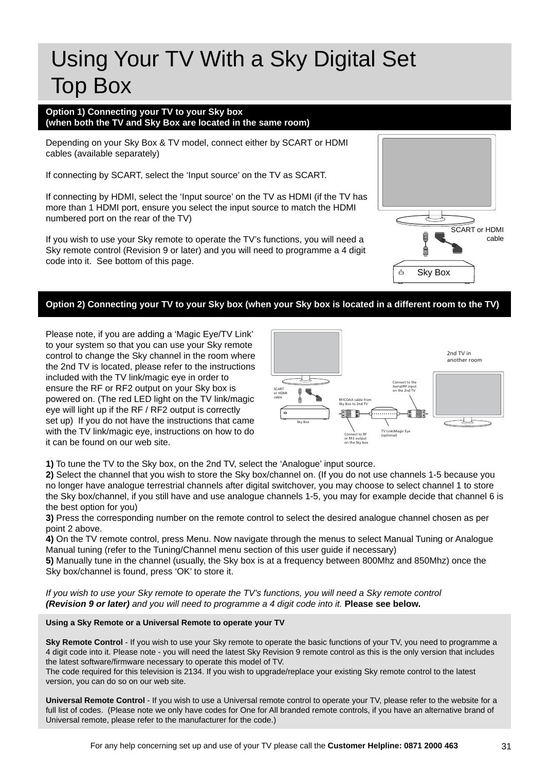# Using Your TV With a Sky Digital Set Top Box

## Option 1) Connecting your TV to your Sky box (when both the TV and Sky Box are located in the same room)

Depending on your Sky Box & TV model, connect either by SCART or HDMI cables (available separately)

If connecting by SCART, select the 'Input source' on the TV as SCART.

If connecting by HDMI, select the 'Input source' on the TV as HDMI (if the TV has more than 1 HDMI port, ensure you select the input source to match the HDMI numbered port on the rear of the TV)

If you wish to use your Sky remote to operate the TV's functions, you will need a Sky remote control (Revision 9 or later) and you will need to programme a 4 digit code into it. See bottom of this page.

SCART or HDMI cable

Sky Box

## Option 2) Connecting your TV to your Sky box (when your Sky box is located in a different room to the TV)

Please note, if you are adding a 'Magic Eye/TV Link' to your system so that you can use your Sky remote control to change the Sky channel in the room where the 2nd TV is located, please refer to the instructions included with the TV link/magic eye in order to ensure the RF or RF2 output on your Sky box is powered on. (The red LED light on the TV link/magic eye will light up if the RF / RF2 output is correctly set up) If you do not have the instructions that came with the TV link/magic eye, instructions on how to do it can be found on our web site.

2nd TV in another room

SCART or HDMI cable

Connect to the Aerial/RF input on the 2nd TV

RF/COAX cable from Sky Box to 2nd TV

Sky Box

Connect to RF or RF2 output on the Sky box

TV Link/Magic Eye (optional)

**1)** To tune the TV to the Sky box, on the 2nd TV, select the 'Analogue' input source.
**2)** Select the channel that you wish to store the Sky box/channel on. (If you do not use channels 1-5 because you no longer have analogue terrestrial channels after digital switchover, you may choose to select channel 1 to store the Sky box/channel, if you still have and use analogue channels 1-5, you may for example decide that channel 6 is the best option for you)
**3)** Press the corresponding number on the remote control to select the desired analogue channel chosen as per point 2 above.
**4)** On the TV remote control, press Menu. Now navigate through the menus to select Manual Tuning or Analogue Manual tuning (refer to the Tuning/Channel menu section of this user guide if necessary)
**5)** Manually tune in the channel (usually, the Sky box is at a frequency between 800Mhz and 850Mhz) once the Sky box/channel is found, press 'OK' to store it.

*If you wish to use your Sky remote to operate the TV's functions, you will need a Sky remote control* ***(Revision 9 or later)*** *and you will need to programme a 4 digit code into it.* **Please see below.**

### Using a Sky Remote or a Universal Remote to operate your TV

**Sky Remote Control** - If you wish to use your Sky remote to operate the basic functions of your TV, you need to programme a 4 digit code into it. Please note - you will need the latest Sky Revision 9 remote control as this is the only version that includes the latest software/firmware necessary to operate this model of TV.
The code required for this television is 2134. If you wish to upgrade/replace your existing Sky remote control to the latest version, you can do so on our web site.

**Universal Remote Control** - If you wish to use a Universal remote control to operate your TV, please refer to the website for a full list of codes. (Please note we only have codes for One for All branded remote controls, if you have an alternative brand of Universal remote, please refer to the manufacturer for the code.)

For any help concerning set up and use of your TV please call the **Customer Helpline: 0871 2000 463**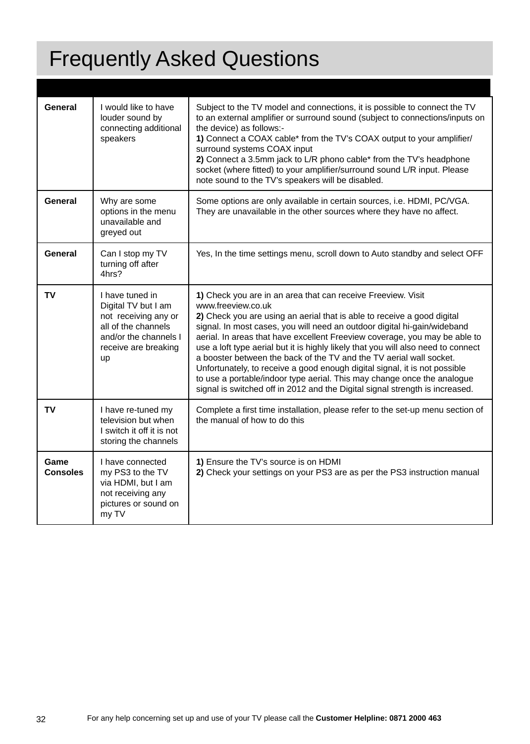# Frequently Asked Questions

| | | |
|---|---|---|
| **General** | I would like to have louder sound by connecting additional speakers | Subject to the TV model and connections, it is possible to connect the TV to an external amplifier or surround sound (subject to connections/inputs on the device) as follows:-<br>**1)** Connect a COAX cable* from the TV's COAX output to your amplifier/ surround systems COAX input<br>**2)** Connect a 3.5mm jack to L/R phono cable* from the TV's headphone socket (where fitted) to your amplifier/surround sound L/R input. Please note sound to the TV's speakers will be disabled. |
| **General** | Why are some options in the menu unavailable and greyed out | Some options are only available in certain sources, i.e. HDMI, PC/VGA. They are unavailable in the other sources where they have no affect. |
| **General** | Can I stop my TV turning off after 4hrs? | Yes, In the time settings menu, scroll down to Auto standby and select OFF |
| **TV** | I have tuned in Digital TV but I am not receiving any or all of the channels and/or the channels I receive are breaking up | **1)** Check you are in an area that can receive Freeview. Visit www.freeview.co.uk<br>**2)** Check you are using an aerial that is able to receive a good digital signal. In most cases, you will need an outdoor digital hi-gain/wideband aerial. In areas that have excellent Freeview coverage, you may be able to use a loft type aerial but it is highly likely that you will also need to connect a booster between the back of the TV and the TV aerial wall socket. Unfortunately, to receive a good enough digital signal, it is not possible to use a portable/indoor type aerial. This may change once the analogue signal is switched off in 2012 and the Digital signal strength is increased. |
| **TV** | I have re-tuned my television but when I switch it off it is not storing the channels | Complete a first time installation, please refer to the set-up menu section of the manual of how to do this |
| **Game Consoles** | I have connected my PS3 to the TV via HDMI, but I am not receiving any pictures or sound on my TV | **1)** Ensure the TV's source is on HDMI<br>**2)** Check your settings on your PS3 are as per the PS3 instruction manual |

For any help concerning set up and use of your TV please call the **Customer Helpline: 0871 2000 463**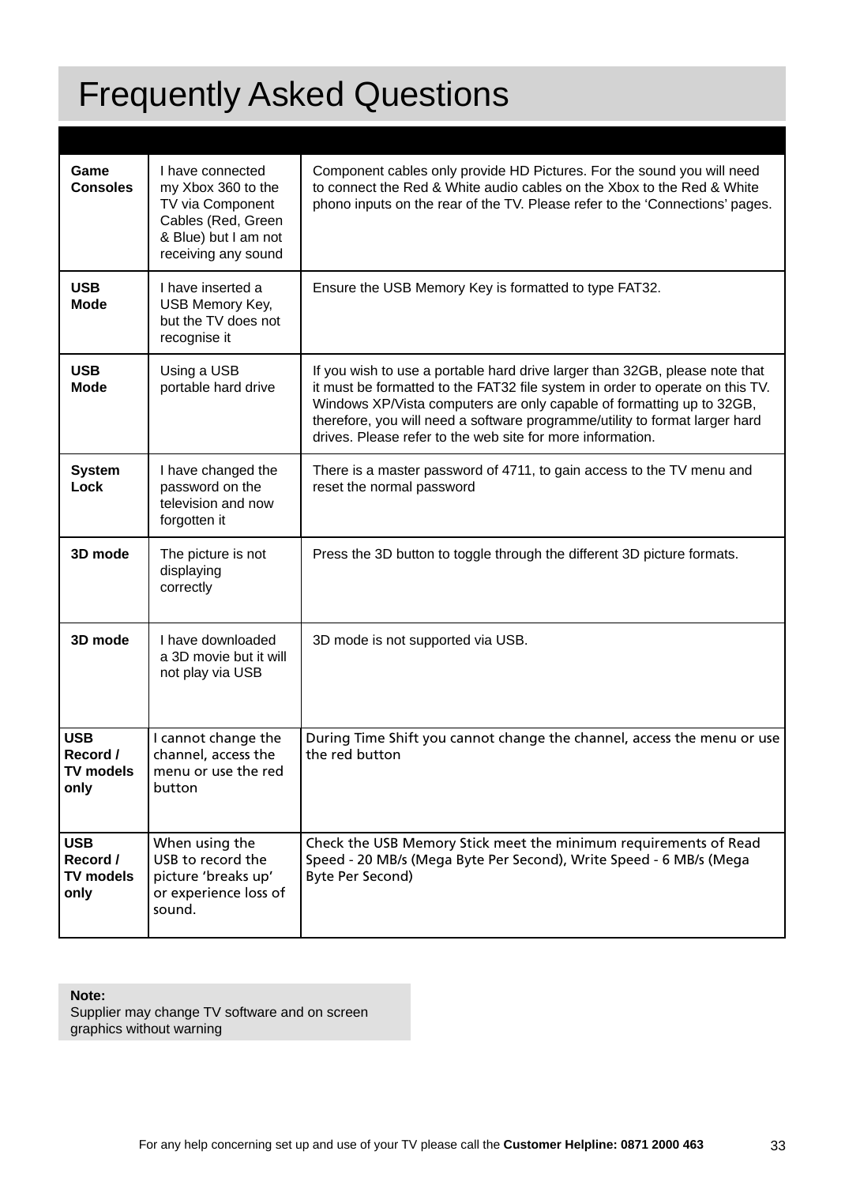# Frequently Asked Questions

| | | |
|---|---|---|
| **Game Consoles** | I have connected my Xbox 360 to the TV via Component Cables (Red, Green & Blue) but I am not receiving any sound | Component cables only provide HD Pictures. For the sound you will need to connect the Red & White audio cables on the Xbox to the Red & White phono inputs on the rear of the TV. Please refer to the 'Connections' pages. |
| **USB Mode** | I have inserted a USB Memory Key, but the TV does not recognise it | Ensure the USB Memory Key is formatted to type FAT32. |
| **USB Mode** | Using a USB portable hard drive | If you wish to use a portable hard drive larger than 32GB, please note that it must be formatted to the FAT32 file system in order to operate on this TV. Windows XP/Vista computers are only capable of formatting up to 32GB, therefore, you will need a software programme/utility to format larger hard drives. Please refer to the web site for more information. |
| **System Lock** | I have changed the password on the television and now forgotten it | There is a master password of 4711, to gain access to the TV menu and reset the normal password |
| **3D mode** | The picture is not displaying correctly | Press the 3D button to toggle through the different 3D picture formats. |
| **3D mode** | I have downloaded a 3D movie but it will not play via USB | 3D mode is not supported via USB. |
| **USB Record / TV models only** | I cannot change the channel, access the menu or use the red button | During Time Shift you cannot change the channel, access the menu or use the red button |
| **USB Record / TV models only** | When using the USB to record the picture 'breaks up' or experience loss of sound. | Check the USB Memory Stick meet the minimum requirements of Read Speed - 20 MB/s (Mega Byte Per Second), Write Speed - 6 MB/s (Mega Byte Per Second) |

**Note:**
Supplier may change TV software and on screen graphics without warning

For any help concerning set up and use of your TV please call the **Customer Helpline: 0871 2000 463**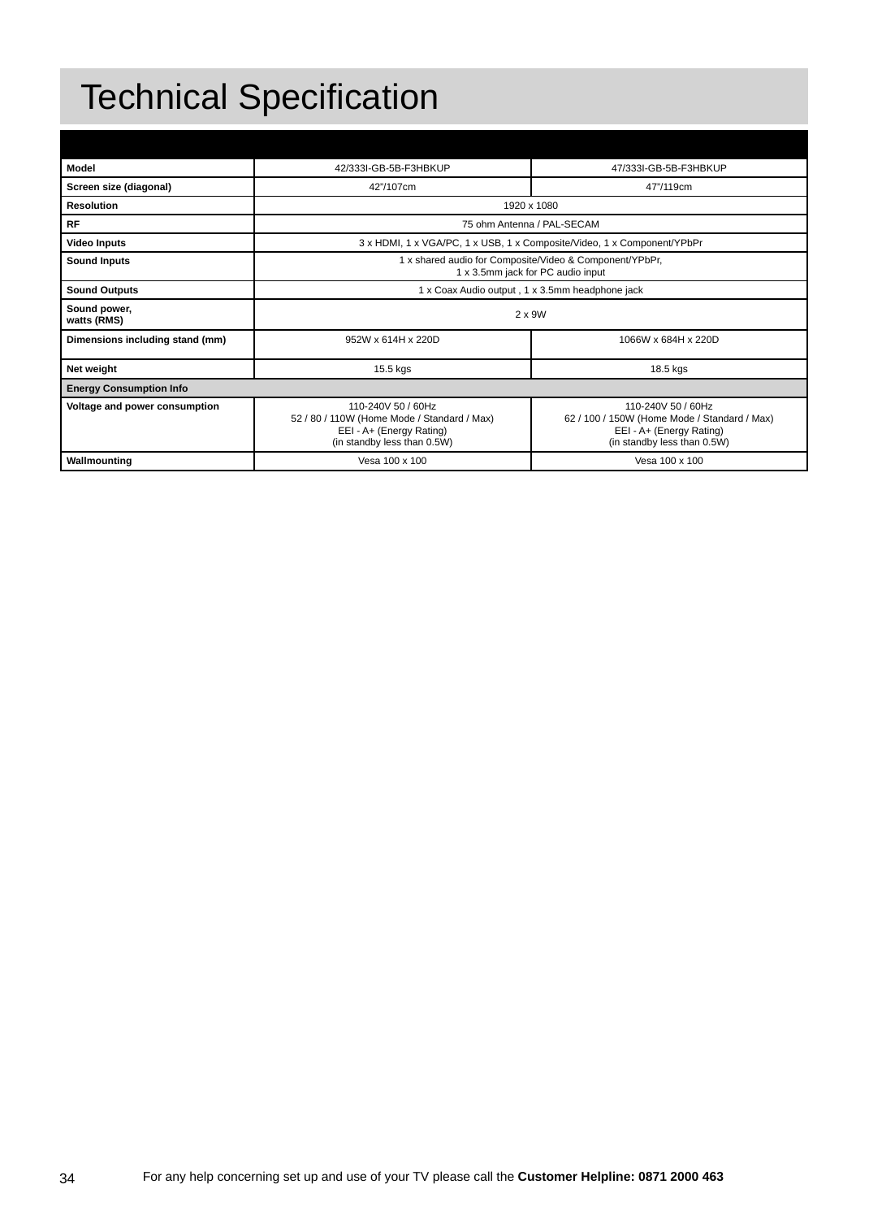# Technical Specification

| | | |
|---|---|---|
| **Model** | 42/333I-GB-5B-F3HBKUP | 47/333I-GB-5B-F3HBKUP |
| **Screen size (diagonal)** | 42"/107cm | 47"/119cm |
| **Resolution** | 1920 x 1080 | |
| **RF** | 75 ohm Antenna / PAL-SECAM | |
| **Video Inputs** | 3 x HDMI, 1 x VGA/PC, 1 x USB, 1 x Composite/Video, 1 x Component/YPbPr | |
| **Sound Inputs** | 1 x shared audio for Composite/Video & Component/YPbPr,<br>1 x 3.5mm jack for PC audio input | |
| **Sound Outputs** | 1 x Coax Audio output , 1 x 3.5mm headphone jack | |
| **Sound power, watts (RMS)** | 2 x 9W | |
| **Dimensions including stand (mm)** | 952W x 614H x 220D | 1066W x 684H x 220D |
| **Net weight** | 15.5 kgs | 18.5 kgs |
| **Energy Consumption Info** | | |
| **Voltage and power consumption** | 110-240V 50 / 60Hz<br>52 / 80 / 110W (Home Mode / Standard / Max)<br>EEI - A+ (Energy Rating)<br>(in standby less than 0.5W) | 110-240V 50 / 60Hz<br>62 / 100 / 150W (Home Mode / Standard / Max)<br>EEI - A+ (Energy Rating)<br>(in standby less than 0.5W) |
| **Wallmounting** | Vesa 100 x 100 | Vesa 100 x 100 |

For any help concerning set up and use of your TV please call the **Customer Helpline: 0871 2000 463**